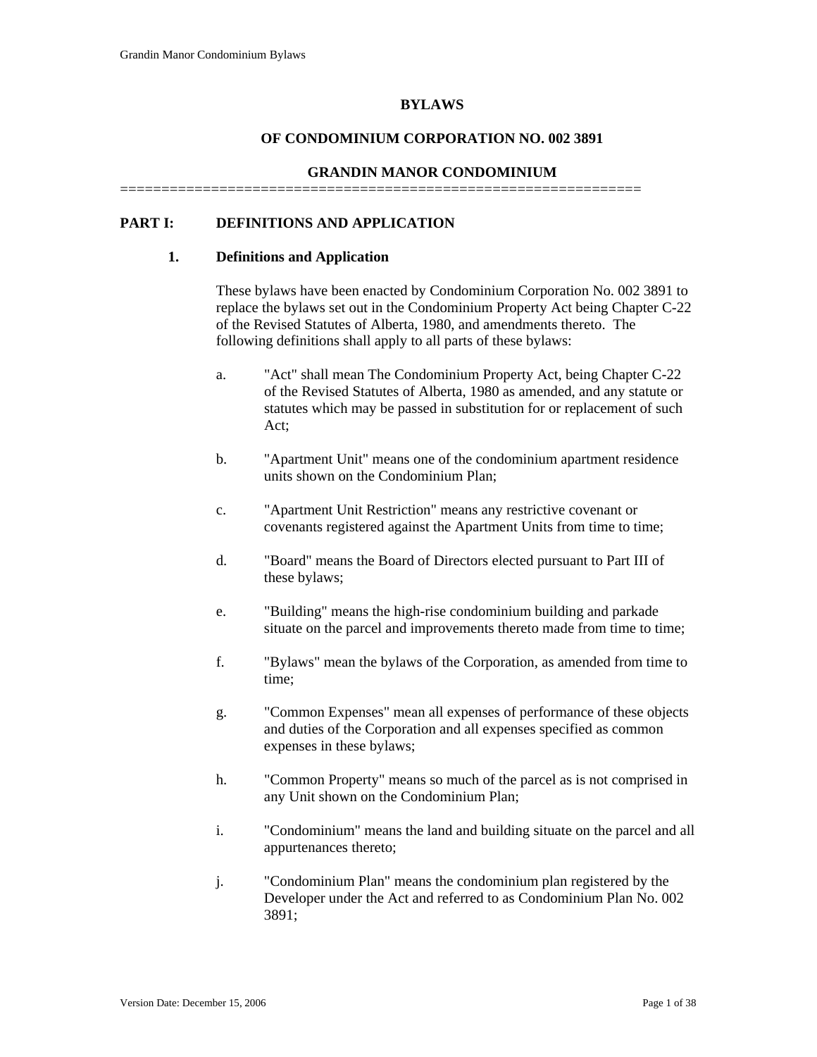# BYLAWS

# OF CONDOMINIUM CORPORATION NO. 002 3891

# GRANDIN MANOR CONDOMINIUM

================================================================

## PART I: DEFINITIONS AND APPLICATION

### 1. Definitions and Application

These bylaws have been enacted by Condominium Corporation No. 002 3891 to replace the bylaws set out in the Condominium Property Act being Chapter C-22 of the Revised Statutes of Alberta, 1980, and amendments thereto. The following definitions shall apply to all parts of these bylaws:

a. "Act" shall mean The Condominium Property Act, being Chapter C-22 of the Revised Statutes of Alberta, 1980 as amended, and any statute or statutes which may be passed in substitution for or replacement of such Act;

b. "Apartment Unit" means one of the condominium apartment residence units shown on the Condominium Plan;

c. "Apartment Unit Restriction" means any restrictive covenant or covenants registered against the Apartment Units from time to time;

d. "Board" means the Board of Directors elected pursuant to Part III of these bylaws;

e. "Building" means the high-rise condominium building and parkade situate on the parcel and improvements thereto made from time to time;

f. "Bylaws" mean the bylaws of the Corporation, as amended from time to time;

g. "Common Expenses" mean all expenses of performance of these objects and duties of the Corporation and all expenses specified as common expenses in these bylaws;

h. "Common Property" means so much of the parcel as is not comprised in any Unit shown on the Condominium Plan;

i. "Condominium" means the land and building situate on the parcel and all appurtenances thereto;

j. "Condominium Plan" means the condominium plan registered by the Developer under the Act and referred to as Condominium Plan No. 002 3891;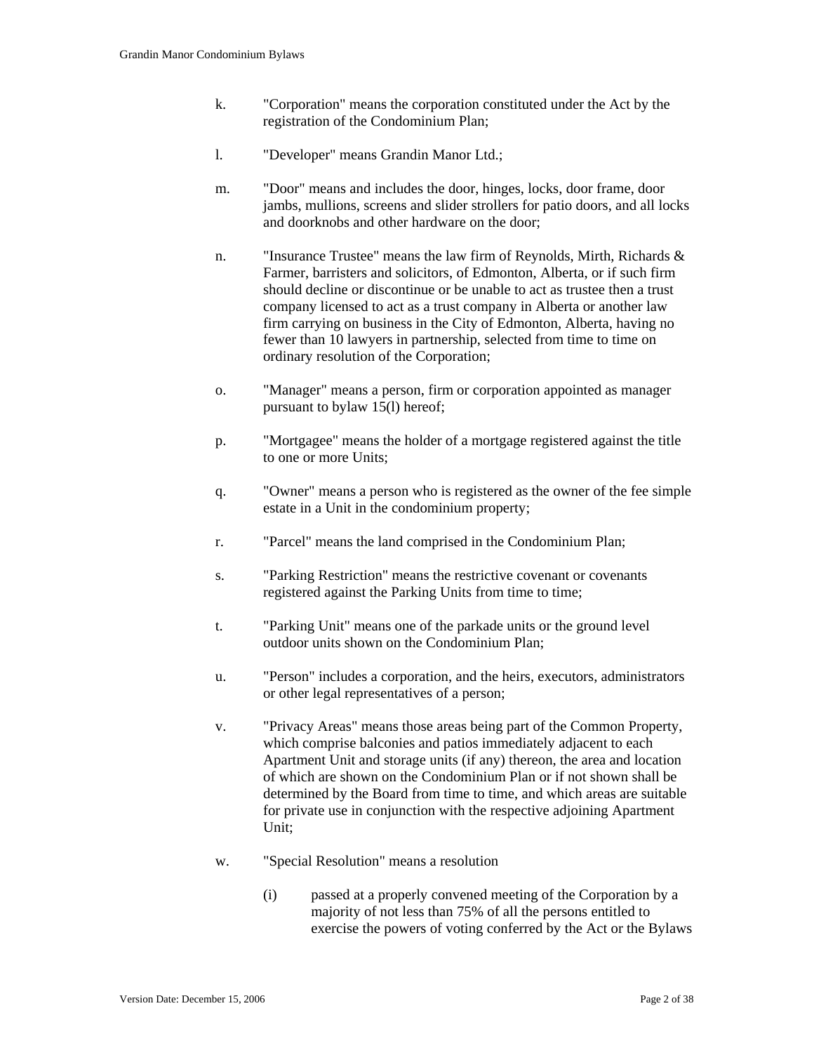k. "Corporation" means the corporation constituted under the Act by the registration of the Condominium Plan;

l. "Developer" means Grandin Manor Ltd.;

m. "Door" means and includes the door, hinges, locks, door frame, door jambs, mullions, screens and slider strollers for patio doors, and all locks and doorknobs and other hardware on the door;

n. "Insurance Trustee" means the law firm of Reynolds, Mirth, Richards & Farmer, barristers and solicitors, of Edmonton, Alberta, or if such firm should decline or discontinue or be unable to act as trustee then a trust company licensed to act as a trust company in Alberta or another law firm carrying on business in the City of Edmonton, Alberta, having no fewer than 10 lawyers in partnership, selected from time to time on ordinary resolution of the Corporation;

o. "Manager" means a person, firm or corporation appointed as manager pursuant to bylaw 15(l) hereof;

p. "Mortgagee" means the holder of a mortgage registered against the title to one or more Units;

q. "Owner" means a person who is registered as the owner of the fee simple estate in a Unit in the condominium property;

r. "Parcel" means the land comprised in the Condominium Plan;

s. "Parking Restriction" means the restrictive covenant or covenants registered against the Parking Units from time to time;

t. "Parking Unit" means one of the parkade units or the ground level outdoor units shown on the Condominium Plan;

u. "Person" includes a corporation, and the heirs, executors, administrators or other legal representatives of a person;

v. "Privacy Areas" means those areas being part of the Common Property, which comprise balconies and patios immediately adjacent to each Apartment Unit and storage units (if any) thereon, the area and location of which are shown on the Condominium Plan or if not shown shall be determined by the Board from time to time, and which areas are suitable for private use in conjunction with the respective adjoining Apartment Unit;

w. "Special Resolution" means a resolution

   (i) passed at a properly convened meeting of the Corporation by a majority of not less than 75% of all the persons entitled to exercise the powers of voting conferred by the Act or the Bylaws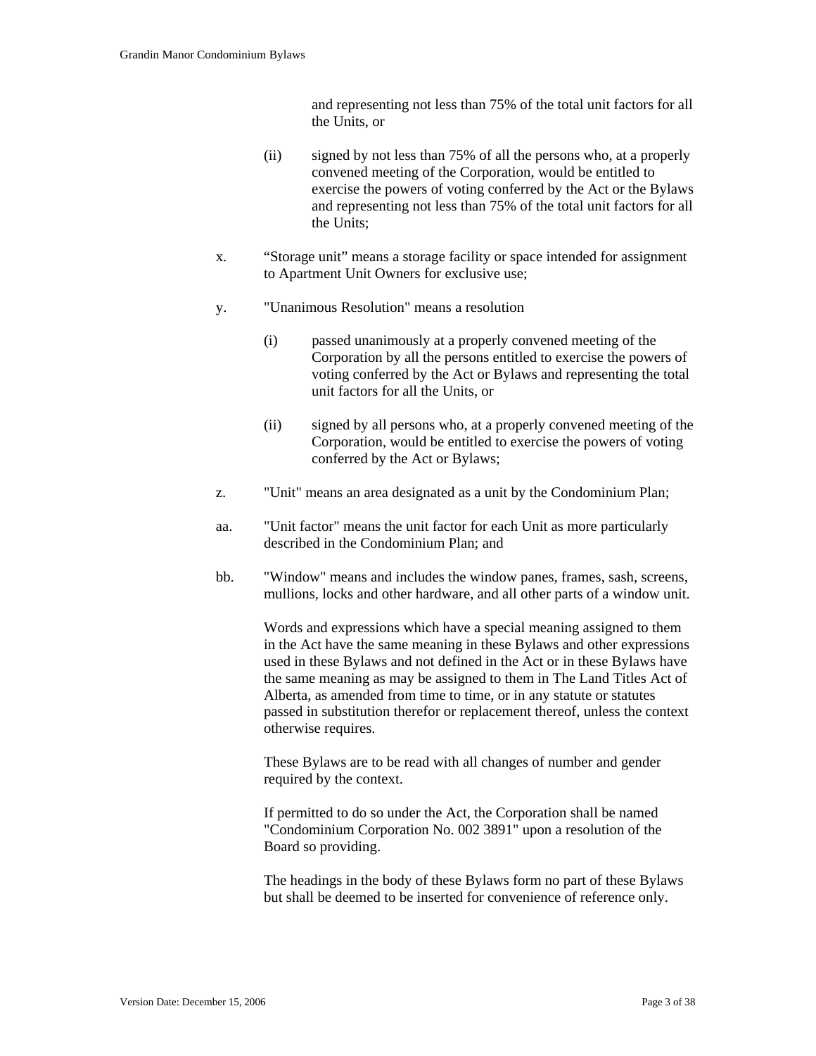and representing not less than 75% of the total unit factors for all the Units, or

(ii) signed by not less than 75% of all the persons who, at a properly convened meeting of the Corporation, would be entitled to exercise the powers of voting conferred by the Act or the Bylaws and representing not less than 75% of the total unit factors for all the Units;

x. “Storage unit” means a storage facility or space intended for assignment to Apartment Unit Owners for exclusive use;

y. "Unanimous Resolution" means a resolution

(i) passed unanimously at a properly convened meeting of the Corporation by all the persons entitled to exercise the powers of voting conferred by the Act or Bylaws and representing the total unit factors for all the Units, or

(ii) signed by all persons who, at a properly convened meeting of the Corporation, would be entitled to exercise the powers of voting conferred by the Act or Bylaws;

z. "Unit" means an area designated as a unit by the Condominium Plan;

aa. "Unit factor" means the unit factor for each Unit as more particularly described in the Condominium Plan; and

bb. "Window" means and includes the window panes, frames, sash, screens, mullions, locks and other hardware, and all other parts of a window unit.

Words and expressions which have a special meaning assigned to them in the Act have the same meaning in these Bylaws and other expressions used in these Bylaws and not defined in the Act or in these Bylaws have the same meaning as may be assigned to them in The Land Titles Act of Alberta, as amended from time to time, or in any statute or statutes passed in substitution therefor or replacement thereof, unless the context otherwise requires.

These Bylaws are to be read with all changes of number and gender required by the context.

If permitted to do so under the Act, the Corporation shall be named "Condominium Corporation No. 002 3891" upon a resolution of the Board so providing.

The headings in the body of these Bylaws form no part of these Bylaws but shall be deemed to be inserted for convenience of reference only.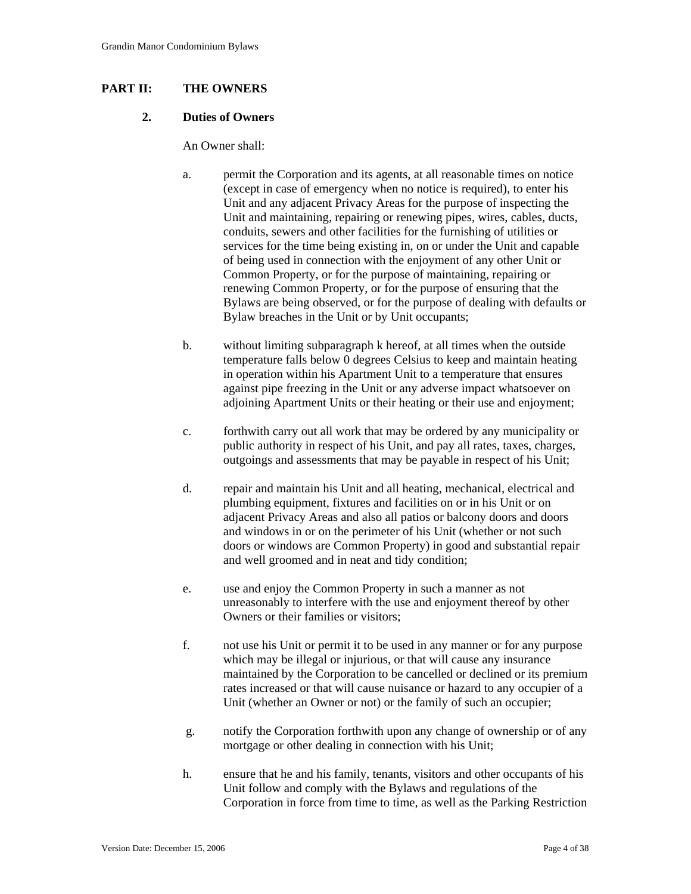## PART II: THE OWNERS

### 2. Duties of Owners

An Owner shall:

a. permit the Corporation and its agents, at all reasonable times on notice (except in case of emergency when no notice is required), to enter his Unit and any adjacent Privacy Areas for the purpose of inspecting the Unit and maintaining, repairing or renewing pipes, wires, cables, ducts, conduits, sewers and other facilities for the furnishing of utilities or services for the time being existing in, on or under the Unit and capable of being used in connection with the enjoyment of any other Unit or Common Property, or for the purpose of maintaining, repairing or renewing Common Property, or for the purpose of ensuring that the Bylaws are being observed, or for the purpose of dealing with defaults or Bylaw breaches in the Unit or by Unit occupants;

b. without limiting subparagraph k hereof, at all times when the outside temperature falls below 0 degrees Celsius to keep and maintain heating in operation within his Apartment Unit to a temperature that ensures against pipe freezing in the Unit or any adverse impact whatsoever on adjoining Apartment Units or their heating or their use and enjoyment;

c. forthwith carry out all work that may be ordered by any municipality or public authority in respect of his Unit, and pay all rates, taxes, charges, outgoings and assessments that may be payable in respect of his Unit;

d. repair and maintain his Unit and all heating, mechanical, electrical and plumbing equipment, fixtures and facilities on or in his Unit or on adjacent Privacy Areas and also all patios or balcony doors and doors and windows in or on the perimeter of his Unit (whether or not such doors or windows are Common Property) in good and substantial repair and well groomed and in neat and tidy condition;

e. use and enjoy the Common Property in such a manner as not unreasonably to interfere with the use and enjoyment thereof by other Owners or their families or visitors;

f. not use his Unit or permit it to be used in any manner or for any purpose which may be illegal or injurious, or that will cause any insurance maintained by the Corporation to be cancelled or declined or its premium rates increased or that will cause nuisance or hazard to any occupier of a Unit (whether an Owner or not) or the family of such an occupier;

g. notify the Corporation forthwith upon any change of ownership or of any mortgage or other dealing in connection with his Unit;

h. ensure that he and his family, tenants, visitors and other occupants of his Unit follow and comply with the Bylaws and regulations of the Corporation in force from time to time, as well as the Parking Restriction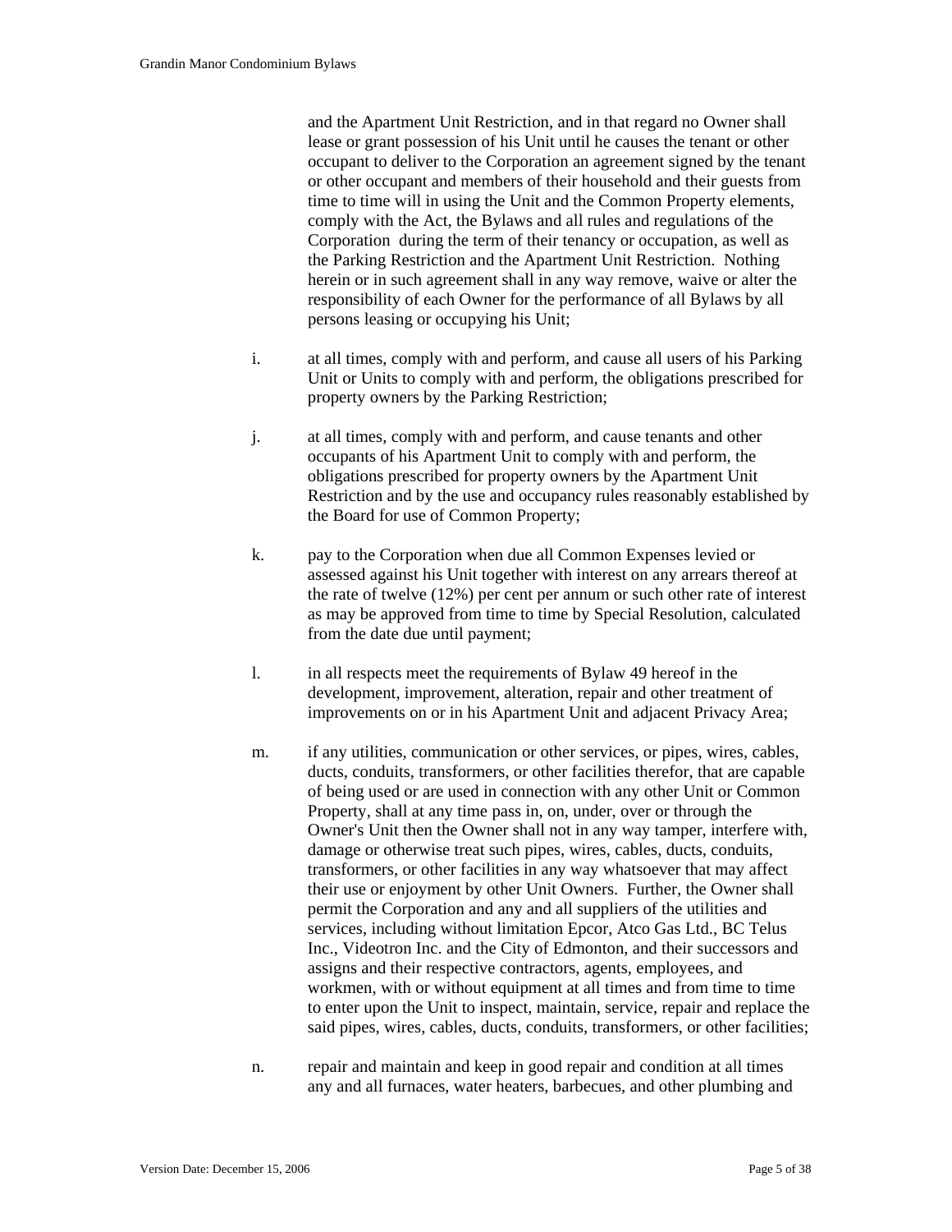and the Apartment Unit Restriction, and in that regard no Owner shall lease or grant possession of his Unit until he causes the tenant or other occupant to deliver to the Corporation an agreement signed by the tenant or other occupant and members of their household and their guests from time to time will in using the Unit and the Common Property elements, comply with the Act, the Bylaws and all rules and regulations of the Corporation during the term of their tenancy or occupation, as well as the Parking Restriction and the Apartment Unit Restriction. Nothing herein or in such agreement shall in any way remove, waive or alter the responsibility of each Owner for the performance of all Bylaws by all persons leasing or occupying his Unit;

i. at all times, comply with and perform, and cause all users of his Parking Unit or Units to comply with and perform, the obligations prescribed for property owners by the Parking Restriction;

j. at all times, comply with and perform, and cause tenants and other occupants of his Apartment Unit to comply with and perform, the obligations prescribed for property owners by the Apartment Unit Restriction and by the use and occupancy rules reasonably established by the Board for use of Common Property;

k. pay to the Corporation when due all Common Expenses levied or assessed against his Unit together with interest on any arrears thereof at the rate of twelve (12%) per cent per annum or such other rate of interest as may be approved from time to time by Special Resolution, calculated from the date due until payment;

l. in all respects meet the requirements of Bylaw 49 hereof in the development, improvement, alteration, repair and other treatment of improvements on or in his Apartment Unit and adjacent Privacy Area;

m. if any utilities, communication or other services, or pipes, wires, cables, ducts, conduits, transformers, or other facilities therefor, that are capable of being used or are used in connection with any other Unit or Common Property, shall at any time pass in, on, under, over or through the Owner's Unit then the Owner shall not in any way tamper, interfere with, damage or otherwise treat such pipes, wires, cables, ducts, conduits, transformers, or other facilities in any way whatsoever that may affect their use or enjoyment by other Unit Owners. Further, the Owner shall permit the Corporation and any and all suppliers of the utilities and services, including without limitation Epcor, Atco Gas Ltd., BC Telus Inc., Videotron Inc. and the City of Edmonton, and their successors and assigns and their respective contractors, agents, employees, and workmen, with or without equipment at all times and from time to time to enter upon the Unit to inspect, maintain, service, repair and replace the said pipes, wires, cables, ducts, conduits, transformers, or other facilities;

n. repair and maintain and keep in good repair and condition at all times any and all furnaces, water heaters, barbecues, and other plumbing and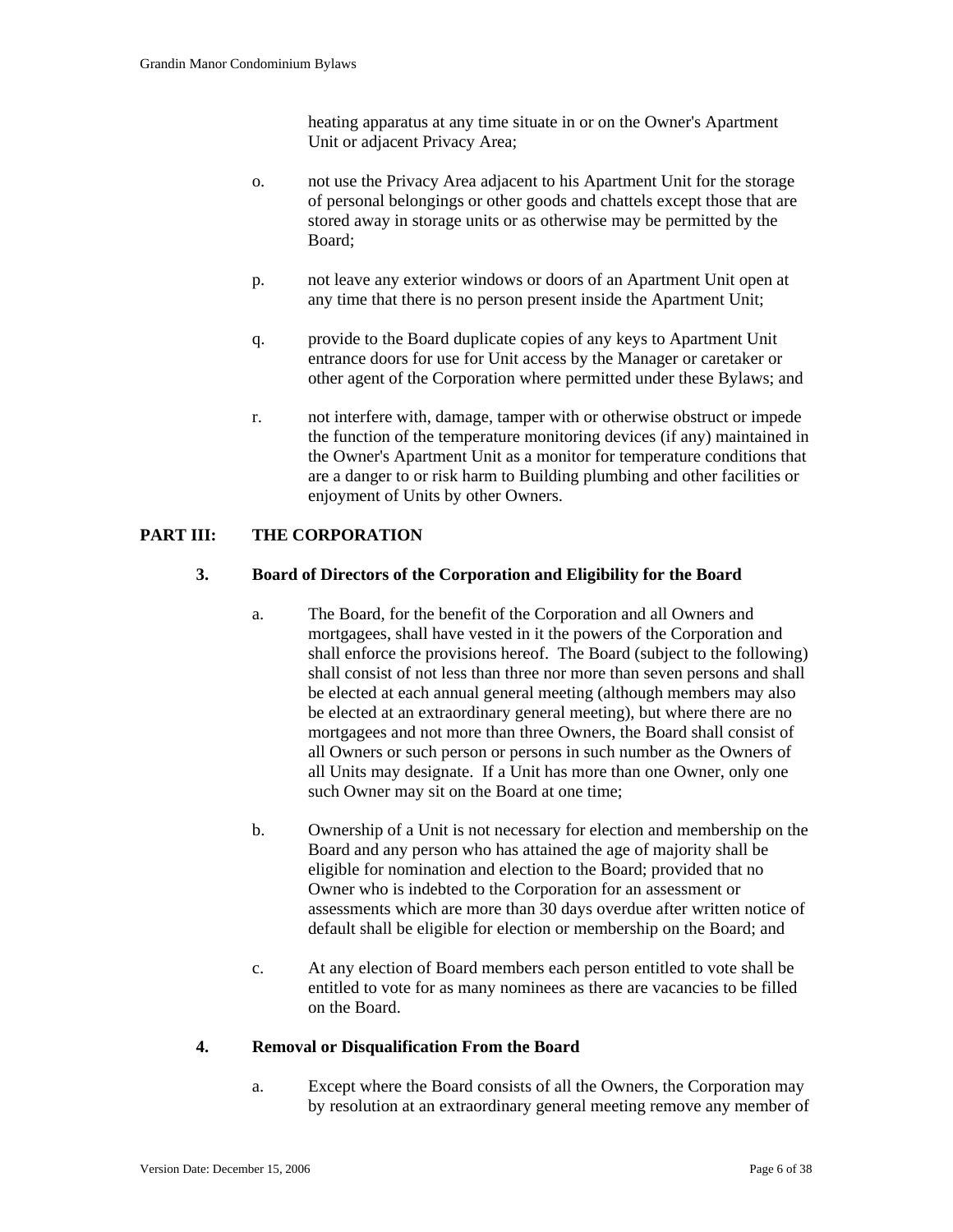heating apparatus at any time situate in or on the Owner's Apartment Unit or adjacent Privacy Area;

o. not use the Privacy Area adjacent to his Apartment Unit for the storage of personal belongings or other goods and chattels except those that are stored away in storage units or as otherwise may be permitted by the Board;

p. not leave any exterior windows or doors of an Apartment Unit open at any time that there is no person present inside the Apartment Unit;

q. provide to the Board duplicate copies of any keys to Apartment Unit entrance doors for use for Unit access by the Manager or caretaker or other agent of the Corporation where permitted under these Bylaws; and

r. not interfere with, damage, tamper with or otherwise obstruct or impede the function of the temperature monitoring devices (if any) maintained in the Owner's Apartment Unit as a monitor for temperature conditions that are a danger to or risk harm to Building plumbing and other facilities or enjoyment of Units by other Owners.

## PART III: THE CORPORATION

### 3. Board of Directors of the Corporation and Eligibility for the Board

a. The Board, for the benefit of the Corporation and all Owners and mortgagees, shall have vested in it the powers of the Corporation and shall enforce the provisions hereof. The Board (subject to the following) shall consist of not less than three nor more than seven persons and shall be elected at each annual general meeting (although members may also be elected at an extraordinary general meeting), but where there are no mortgagees and not more than three Owners, the Board shall consist of all Owners or such person or persons in such number as the Owners of all Units may designate. If a Unit has more than one Owner, only one such Owner may sit on the Board at one time;

b. Ownership of a Unit is not necessary for election and membership on the Board and any person who has attained the age of majority shall be eligible for nomination and election to the Board; provided that no Owner who is indebted to the Corporation for an assessment or assessments which are more than 30 days overdue after written notice of default shall be eligible for election or membership on the Board; and

c. At any election of Board members each person entitled to vote shall be entitled to vote for as many nominees as there are vacancies to be filled on the Board.

### 4. Removal or Disqualification From the Board

a. Except where the Board consists of all the Owners, the Corporation may by resolution at an extraordinary general meeting remove any member of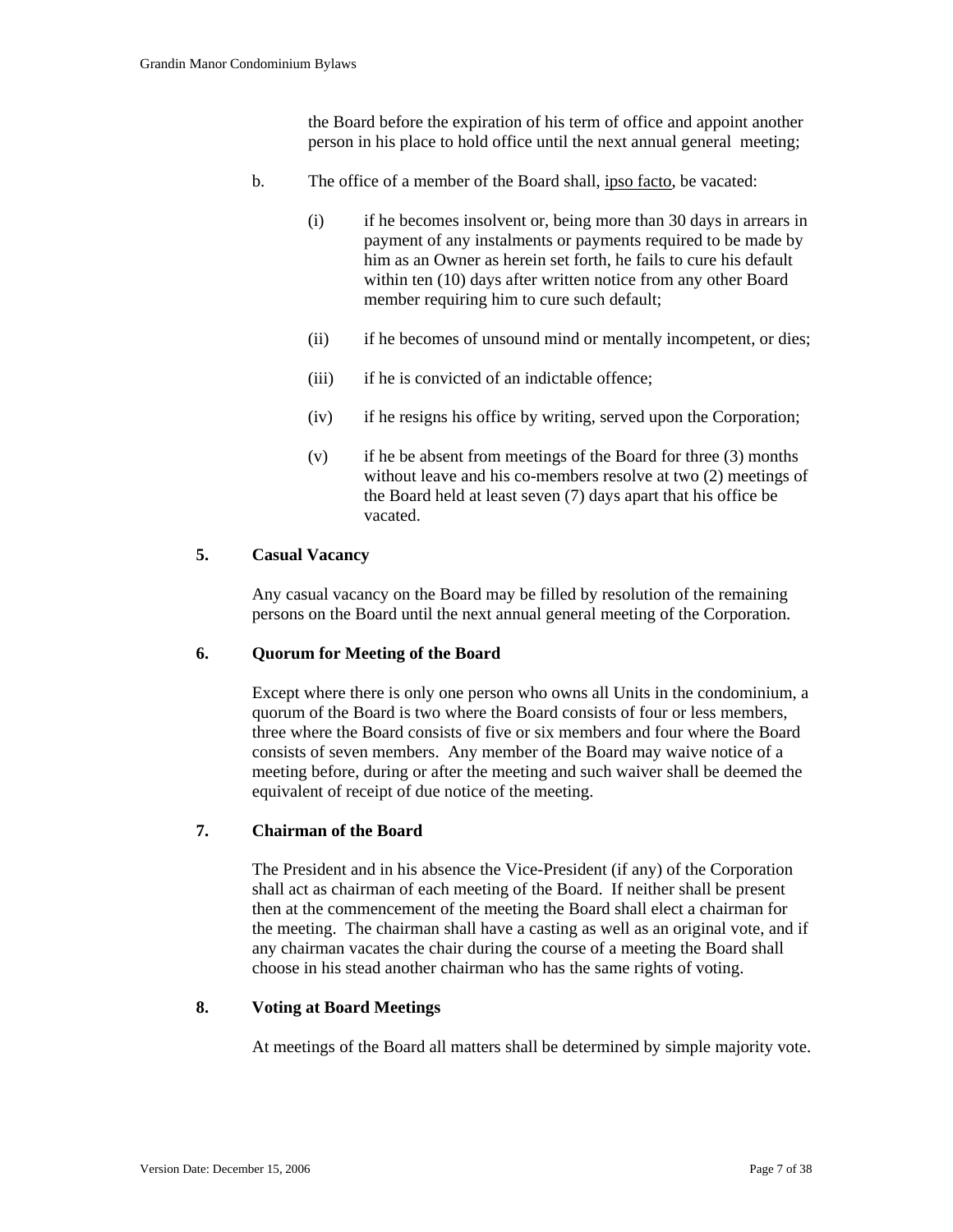the Board before the expiration of his term of office and appoint another person in his place to hold office until the next annual general meeting;

b. The office of a member of the Board shall, ipso facto, be vacated:

(i) if he becomes insolvent or, being more than 30 days in arrears in payment of any instalments or payments required to be made by him as an Owner as herein set forth, he fails to cure his default within ten (10) days after written notice from any other Board member requiring him to cure such default;

(ii) if he becomes of unsound mind or mentally incompetent, or dies;

(iii) if he is convicted of an indictable offence;

(iv) if he resigns his office by writing, served upon the Corporation;

(v) if he be absent from meetings of the Board for three (3) months without leave and his co-members resolve at two (2) meetings of the Board held at least seven (7) days apart that his office be vacated.

## 5. Casual Vacancy

Any casual vacancy on the Board may be filled by resolution of the remaining persons on the Board until the next annual general meeting of the Corporation.

## 6. Quorum for Meeting of the Board

Except where there is only one person who owns all Units in the condominium, a quorum of the Board is two where the Board consists of four or less members, three where the Board consists of five or six members and four where the Board consists of seven members. Any member of the Board may waive notice of a meeting before, during or after the meeting and such waiver shall be deemed the equivalent of receipt of due notice of the meeting.

## 7. Chairman of the Board

The President and in his absence the Vice-President (if any) of the Corporation shall act as chairman of each meeting of the Board. If neither shall be present then at the commencement of the meeting the Board shall elect a chairman for the meeting. The chairman shall have a casting as well as an original vote, and if any chairman vacates the chair during the course of a meeting the Board shall choose in his stead another chairman who has the same rights of voting.

## 8. Voting at Board Meetings

At meetings of the Board all matters shall be determined by simple majority vote.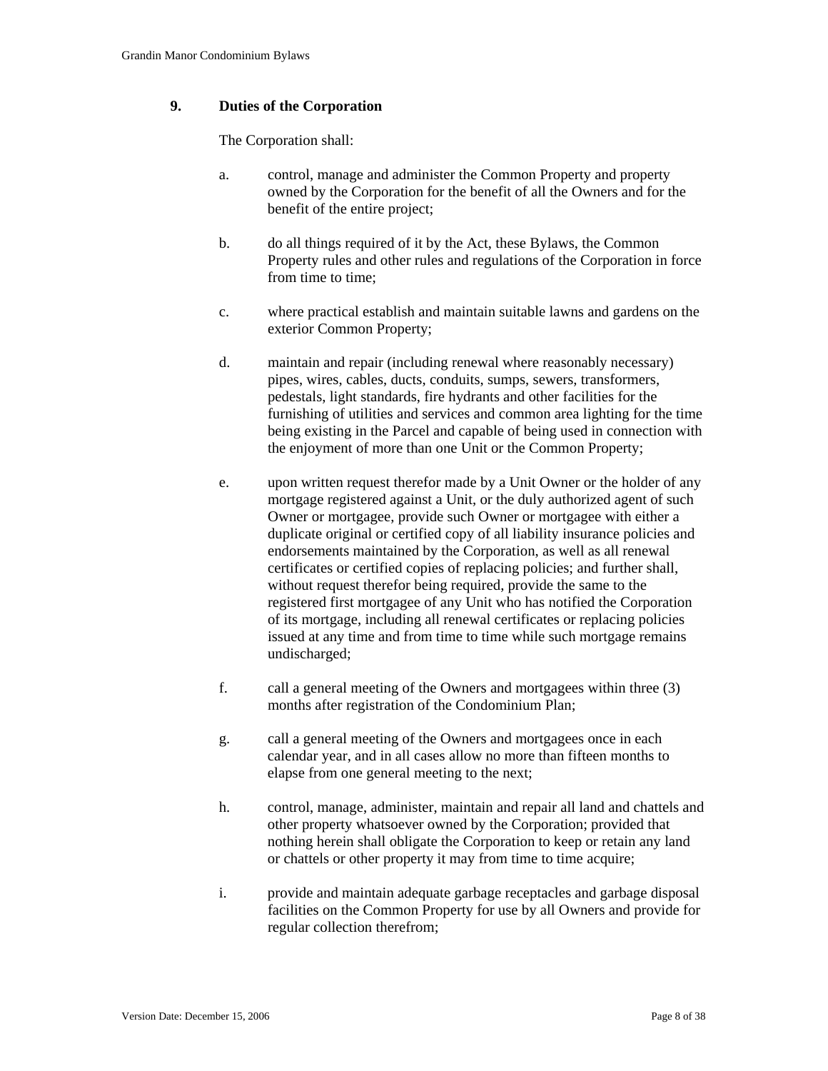## 9. Duties of the Corporation

The Corporation shall:

a. control, manage and administer the Common Property and property owned by the Corporation for the benefit of all the Owners and for the benefit of the entire project;

b. do all things required of it by the Act, these Bylaws, the Common Property rules and other rules and regulations of the Corporation in force from time to time;

c. where practical establish and maintain suitable lawns and gardens on the exterior Common Property;

d. maintain and repair (including renewal where reasonably necessary) pipes, wires, cables, ducts, conduits, sumps, sewers, transformers, pedestals, light standards, fire hydrants and other facilities for the furnishing of utilities and services and common area lighting for the time being existing in the Parcel and capable of being used in connection with the enjoyment of more than one Unit or the Common Property;

e. upon written request therefor made by a Unit Owner or the holder of any mortgage registered against a Unit, or the duly authorized agent of such Owner or mortgagee, provide such Owner or mortgagee with either a duplicate original or certified copy of all liability insurance policies and endorsements maintained by the Corporation, as well as all renewal certificates or certified copies of replacing policies; and further shall, without request therefor being required, provide the same to the registered first mortgagee of any Unit who has notified the Corporation of its mortgage, including all renewal certificates or replacing policies issued at any time and from time to time while such mortgage remains undischarged;

f. call a general meeting of the Owners and mortgagees within three (3) months after registration of the Condominium Plan;

g. call a general meeting of the Owners and mortgagees once in each calendar year, and in all cases allow no more than fifteen months to elapse from one general meeting to the next;

h. control, manage, administer, maintain and repair all land and chattels and other property whatsoever owned by the Corporation; provided that nothing herein shall obligate the Corporation to keep or retain any land or chattels or other property it may from time to time acquire;

i. provide and maintain adequate garbage receptacles and garbage disposal facilities on the Common Property for use by all Owners and provide for regular collection therefrom;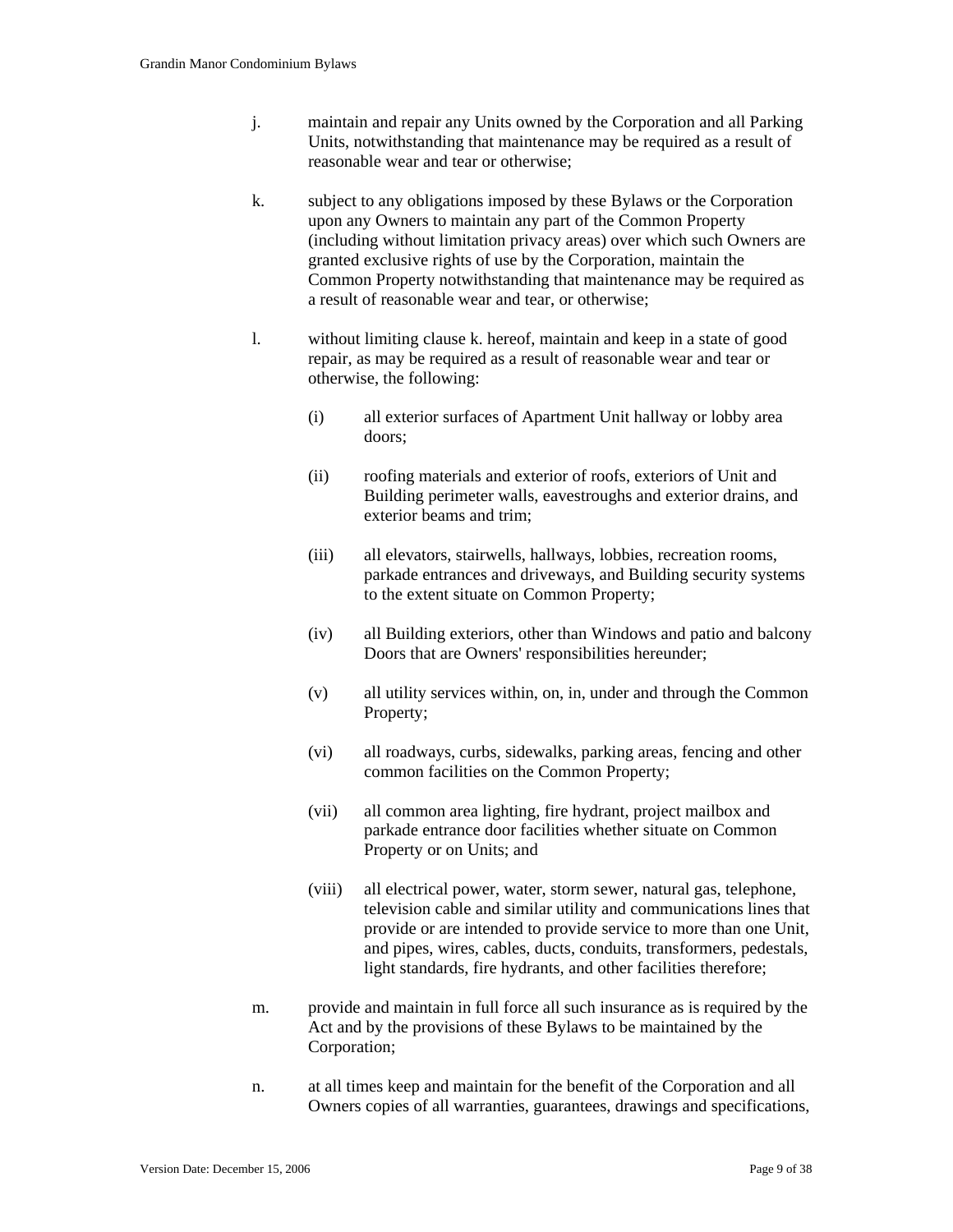j. maintain and repair any Units owned by the Corporation and all Parking Units, notwithstanding that maintenance may be required as a result of reasonable wear and tear or otherwise;

k. subject to any obligations imposed by these Bylaws or the Corporation upon any Owners to maintain any part of the Common Property (including without limitation privacy areas) over which such Owners are granted exclusive rights of use by the Corporation, maintain the Common Property notwithstanding that maintenance may be required as a result of reasonable wear and tear, or otherwise;

l. without limiting clause k. hereof, maintain and keep in a state of good repair, as may be required as a result of reasonable wear and tear or otherwise, the following:

   (i) all exterior surfaces of Apartment Unit hallway or lobby area doors;

   (ii) roofing materials and exterior of roofs, exteriors of Unit and Building perimeter walls, eavestroughs and exterior drains, and exterior beams and trim;

   (iii) all elevators, stairwells, hallways, lobbies, recreation rooms, parkade entrances and driveways, and Building security systems to the extent situate on Common Property;

   (iv) all Building exteriors, other than Windows and patio and balcony Doors that are Owners' responsibilities hereunder;

   (v) all utility services within, on, in, under and through the Common Property;

   (vi) all roadways, curbs, sidewalks, parking areas, fencing and other common facilities on the Common Property;

   (vii) all common area lighting, fire hydrant, project mailbox and parkade entrance door facilities whether situate on Common Property or on Units; and

   (viii) all electrical power, water, storm sewer, natural gas, telephone, television cable and similar utility and communications lines that provide or are intended to provide service to more than one Unit, and pipes, wires, cables, ducts, conduits, transformers, pedestals, light standards, fire hydrants, and other facilities therefore;

m. provide and maintain in full force all such insurance as is required by the Act and by the provisions of these Bylaws to be maintained by the Corporation;

n. at all times keep and maintain for the benefit of the Corporation and all Owners copies of all warranties, guarantees, drawings and specifications,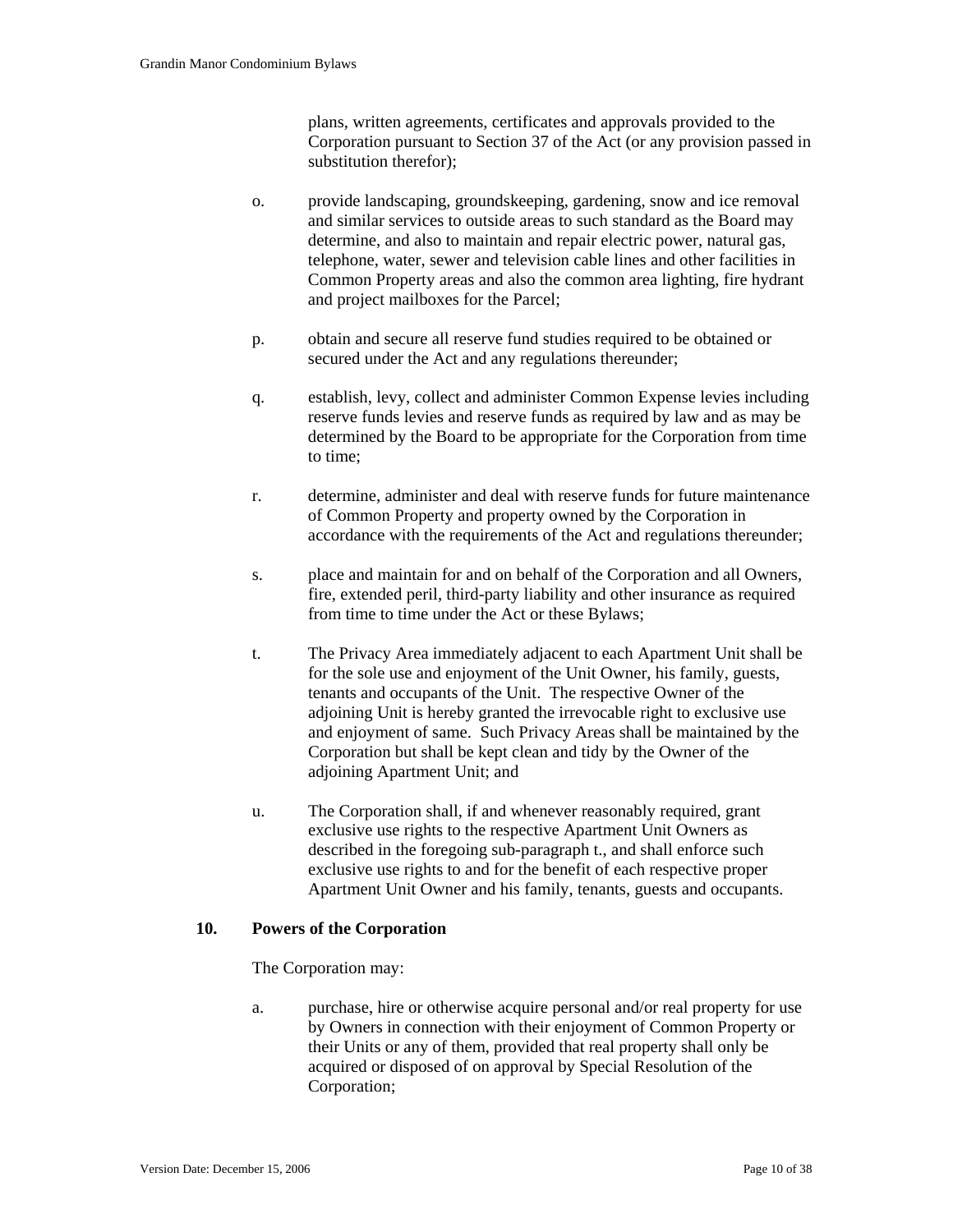plans, written agreements, certificates and approvals provided to the Corporation pursuant to Section 37 of the Act (or any provision passed in substitution therefor);

o. provide landscaping, groundskeeping, gardening, snow and ice removal and similar services to outside areas to such standard as the Board may determine, and also to maintain and repair electric power, natural gas, telephone, water, sewer and television cable lines and other facilities in Common Property areas and also the common area lighting, fire hydrant and project mailboxes for the Parcel;

p. obtain and secure all reserve fund studies required to be obtained or secured under the Act and any regulations thereunder;

q. establish, levy, collect and administer Common Expense levies including reserve funds levies and reserve funds as required by law and as may be determined by the Board to be appropriate for the Corporation from time to time;

r. determine, administer and deal with reserve funds for future maintenance of Common Property and property owned by the Corporation in accordance with the requirements of the Act and regulations thereunder;

s. place and maintain for and on behalf of the Corporation and all Owners, fire, extended peril, third-party liability and other insurance as required from time to time under the Act or these Bylaws;

t. The Privacy Area immediately adjacent to each Apartment Unit shall be for the sole use and enjoyment of the Unit Owner, his family, guests, tenants and occupants of the Unit. The respective Owner of the adjoining Unit is hereby granted the irrevocable right to exclusive use and enjoyment of same. Such Privacy Areas shall be maintained by the Corporation but shall be kept clean and tidy by the Owner of the adjoining Apartment Unit; and

u. The Corporation shall, if and whenever reasonably required, grant exclusive use rights to the respective Apartment Unit Owners as described in the foregoing sub-paragraph t., and shall enforce such exclusive use rights to and for the benefit of each respective proper Apartment Unit Owner and his family, tenants, guests and occupants.

## 10. Powers of the Corporation

The Corporation may:

a. purchase, hire or otherwise acquire personal and/or real property for use by Owners in connection with their enjoyment of Common Property or their Units or any of them, provided that real property shall only be acquired or disposed of on approval by Special Resolution of the Corporation;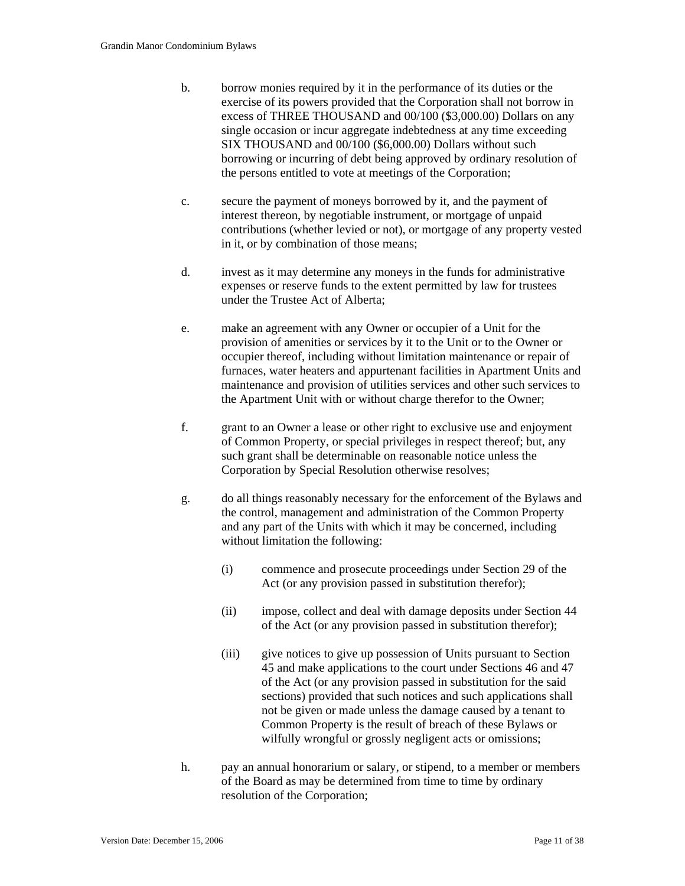b. borrow monies required by it in the performance of its duties or the exercise of its powers provided that the Corporation shall not borrow in excess of THREE THOUSAND and 00/100 ($3,000.00) Dollars on any single occasion or incur aggregate indebtedness at any time exceeding SIX THOUSAND and 00/100 ($6,000.00) Dollars without such borrowing or incurring of debt being approved by ordinary resolution of the persons entitled to vote at meetings of the Corporation;

c. secure the payment of moneys borrowed by it, and the payment of interest thereon, by negotiable instrument, or mortgage of unpaid contributions (whether levied or not), or mortgage of any property vested in it, or by combination of those means;

d. invest as it may determine any moneys in the funds for administrative expenses or reserve funds to the extent permitted by law for trustees under the Trustee Act of Alberta;

e. make an agreement with any Owner or occupier of a Unit for the provision of amenities or services by it to the Unit or to the Owner or occupier thereof, including without limitation maintenance or repair of furnaces, water heaters and appurtenant facilities in Apartment Units and maintenance and provision of utilities services and other such services to the Apartment Unit with or without charge therefor to the Owner;

f. grant to an Owner a lease or other right to exclusive use and enjoyment of Common Property, or special privileges in respect thereof; but, any such grant shall be determinable on reasonable notice unless the Corporation by Special Resolution otherwise resolves;

g. do all things reasonably necessary for the enforcement of the Bylaws and the control, management and administration of the Common Property and any part of the Units with which it may be concerned, including without limitation the following:

    (i) commence and prosecute proceedings under Section 29 of the Act (or any provision passed in substitution therefor);

    (ii) impose, collect and deal with damage deposits under Section 44 of the Act (or any provision passed in substitution therefor);

    (iii) give notices to give up possession of Units pursuant to Section 45 and make applications to the court under Sections 46 and 47 of the Act (or any provision passed in substitution for the said sections) provided that such notices and such applications shall not be given or made unless the damage caused by a tenant to Common Property is the result of breach of these Bylaws or wilfully wrongful or grossly negligent acts or omissions;

h. pay an annual honorarium or salary, or stipend, to a member or members of the Board as may be determined from time to time by ordinary resolution of the Corporation;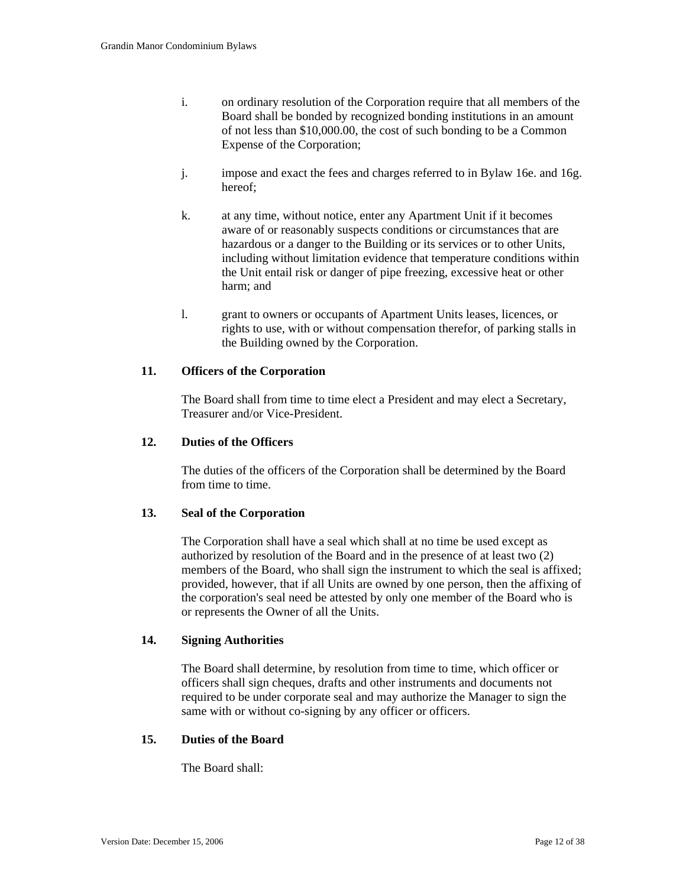i. on ordinary resolution of the Corporation require that all members of the Board shall be bonded by recognized bonding institutions in an amount of not less than $10,000.00, the cost of such bonding to be a Common Expense of the Corporation;

j. impose and exact the fees and charges referred to in Bylaw 16e. and 16g. hereof;

k. at any time, without notice, enter any Apartment Unit if it becomes aware of or reasonably suspects conditions or circumstances that are hazardous or a danger to the Building or its services or to other Units, including without limitation evidence that temperature conditions within the Unit entail risk or danger of pipe freezing, excessive heat or other harm; and

l. grant to owners or occupants of Apartment Units leases, licences, or rights to use, with or without compensation therefor, of parking stalls in the Building owned by the Corporation.

**11. Officers of the Corporation**

The Board shall from time to time elect a President and may elect a Secretary, Treasurer and/or Vice-President.

**12. Duties of the Officers**

The duties of the officers of the Corporation shall be determined by the Board from time to time.

**13. Seal of the Corporation**

The Corporation shall have a seal which shall at no time be used except as authorized by resolution of the Board and in the presence of at least two (2) members of the Board, who shall sign the instrument to which the seal is affixed; provided, however, that if all Units are owned by one person, then the affixing of the corporation's seal need be attested by only one member of the Board who is or represents the Owner of all the Units.

**14. Signing Authorities**

The Board shall determine, by resolution from time to time, which officer or officers shall sign cheques, drafts and other instruments and documents not required to be under corporate seal and may authorize the Manager to sign the same with or without co-signing by any officer or officers.

**15. Duties of the Board**

The Board shall: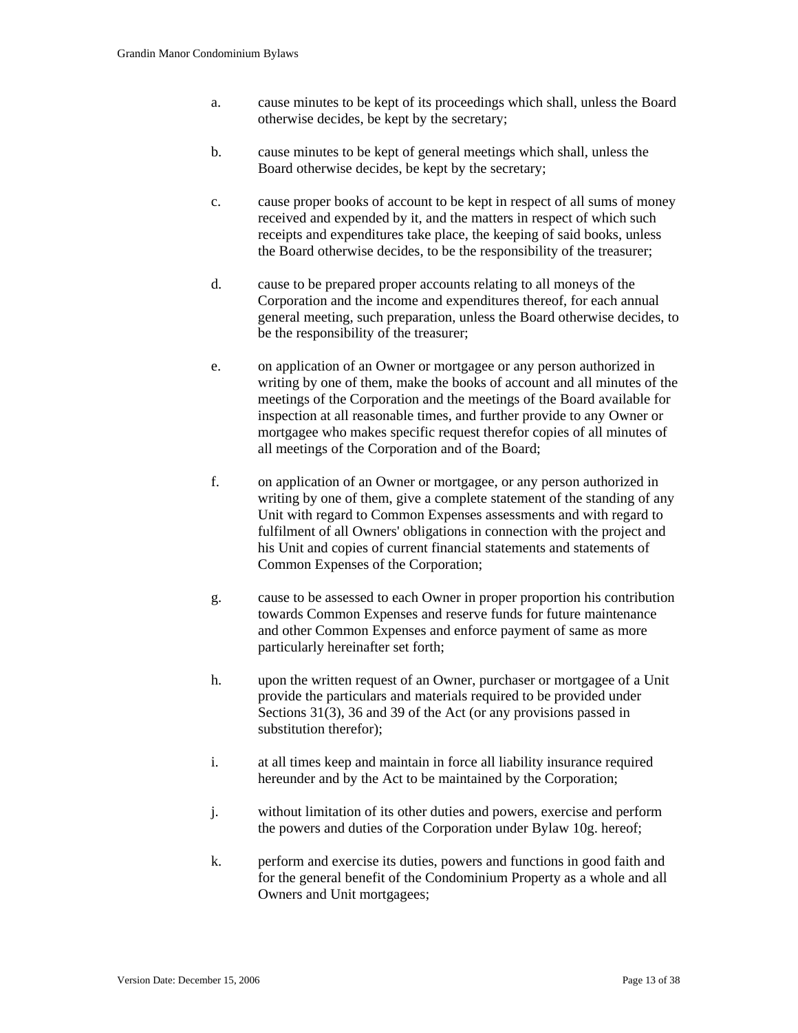a. cause minutes to be kept of its proceedings which shall, unless the Board otherwise decides, be kept by the secretary;

b. cause minutes to be kept of general meetings which shall, unless the Board otherwise decides, be kept by the secretary;

c. cause proper books of account to be kept in respect of all sums of money received and expended by it, and the matters in respect of which such receipts and expenditures take place, the keeping of said books, unless the Board otherwise decides, to be the responsibility of the treasurer;

d. cause to be prepared proper accounts relating to all moneys of the Corporation and the income and expenditures thereof, for each annual general meeting, such preparation, unless the Board otherwise decides, to be the responsibility of the treasurer;

e. on application of an Owner or mortgagee or any person authorized in writing by one of them, make the books of account and all minutes of the meetings of the Corporation and the meetings of the Board available for inspection at all reasonable times, and further provide to any Owner or mortgagee who makes specific request therefor copies of all minutes of all meetings of the Corporation and of the Board;

f. on application of an Owner or mortgagee, or any person authorized in writing by one of them, give a complete statement of the standing of any Unit with regard to Common Expenses assessments and with regard to fulfilment of all Owners' obligations in connection with the project and his Unit and copies of current financial statements and statements of Common Expenses of the Corporation;

g. cause to be assessed to each Owner in proper proportion his contribution towards Common Expenses and reserve funds for future maintenance and other Common Expenses and enforce payment of same as more particularly hereinafter set forth;

h. upon the written request of an Owner, purchaser or mortgagee of a Unit provide the particulars and materials required to be provided under Sections 31(3), 36 and 39 of the Act (or any provisions passed in substitution therefor);

i. at all times keep and maintain in force all liability insurance required hereunder and by the Act to be maintained by the Corporation;

j. without limitation of its other duties and powers, exercise and perform the powers and duties of the Corporation under Bylaw 10g. hereof;

k. perform and exercise its duties, powers and functions in good faith and for the general benefit of the Condominium Property as a whole and all Owners and Unit mortgagees;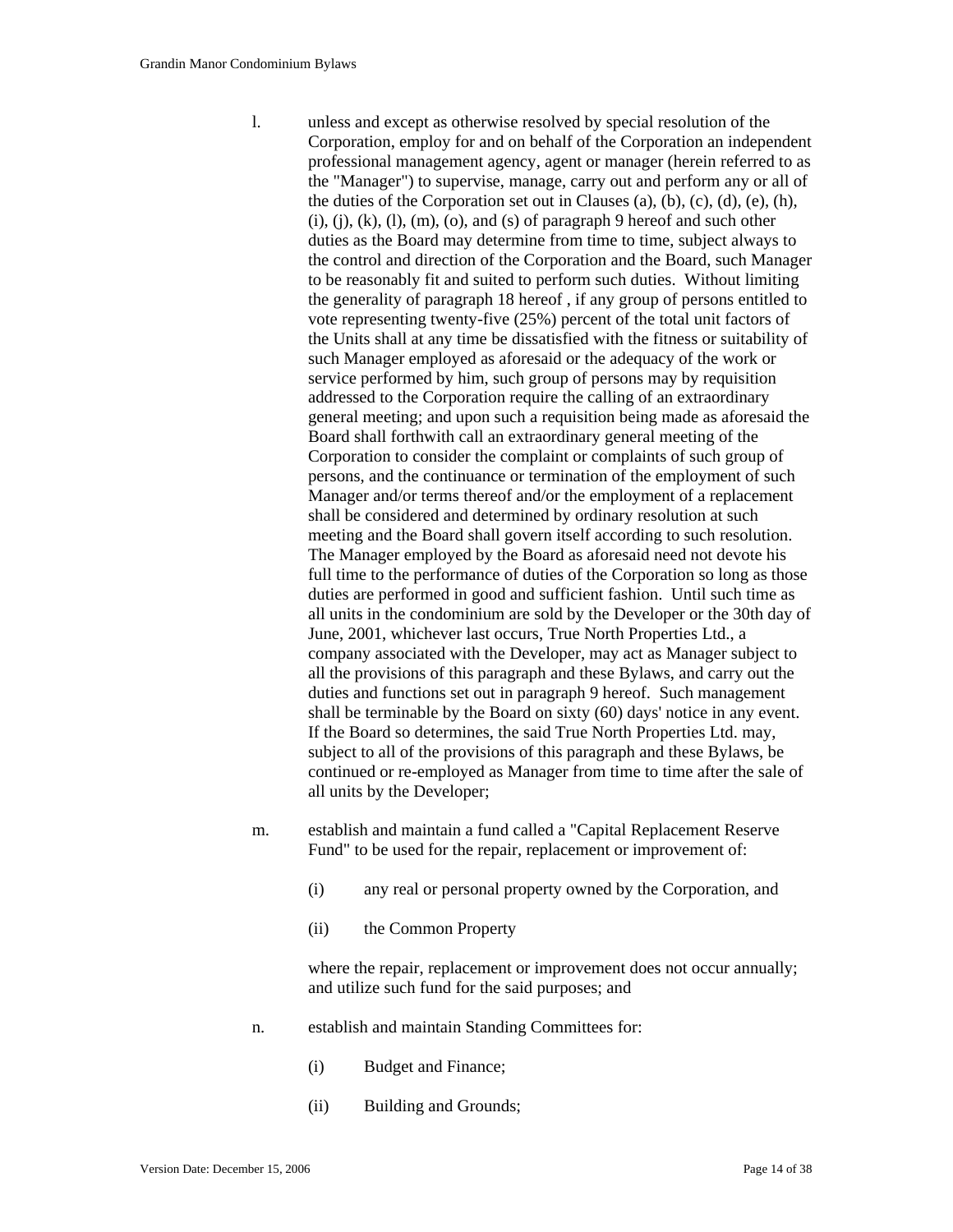l. unless and except as otherwise resolved by special resolution of the Corporation, employ for and on behalf of the Corporation an independent professional management agency, agent or manager (herein referred to as the "Manager") to supervise, manage, carry out and perform any or all of the duties of the Corporation set out in Clauses (a), (b), (c), (d), (e), (h), (i), (j), (k), (l), (m), (o), and (s) of paragraph 9 hereof and such other duties as the Board may determine from time to time, subject always to the control and direction of the Corporation and the Board, such Manager to be reasonably fit and suited to perform such duties. Without limiting the generality of paragraph 18 hereof , if any group of persons entitled to vote representing twenty-five (25%) percent of the total unit factors of the Units shall at any time be dissatisfied with the fitness or suitability of such Manager employed as aforesaid or the adequacy of the work or service performed by him, such group of persons may by requisition addressed to the Corporation require the calling of an extraordinary general meeting; and upon such a requisition being made as aforesaid the Board shall forthwith call an extraordinary general meeting of the Corporation to consider the complaint or complaints of such group of persons, and the continuance or termination of the employment of such Manager and/or terms thereof and/or the employment of a replacement shall be considered and determined by ordinary resolution at such meeting and the Board shall govern itself according to such resolution. The Manager employed by the Board as aforesaid need not devote his full time to the performance of duties of the Corporation so long as those duties are performed in good and sufficient fashion. Until such time as all units in the condominium are sold by the Developer or the 30th day of June, 2001, whichever last occurs, True North Properties Ltd., a company associated with the Developer, may act as Manager subject to all the provisions of this paragraph and these Bylaws, and carry out the duties and functions set out in paragraph 9 hereof. Such management shall be terminable by the Board on sixty (60) days' notice in any event. If the Board so determines, the said True North Properties Ltd. may, subject to all of the provisions of this paragraph and these Bylaws, be continued or re-employed as Manager from time to time after the sale of all units by the Developer;

m. establish and maintain a fund called a "Capital Replacement Reserve Fund" to be used for the repair, replacement or improvement of:

   (i) any real or personal property owned by the Corporation, and

   (ii) the Common Property

   where the repair, replacement or improvement does not occur annually; and utilize such fund for the said purposes; and

n. establish and maintain Standing Committees for:

   (i) Budget and Finance;

   (ii) Building and Grounds;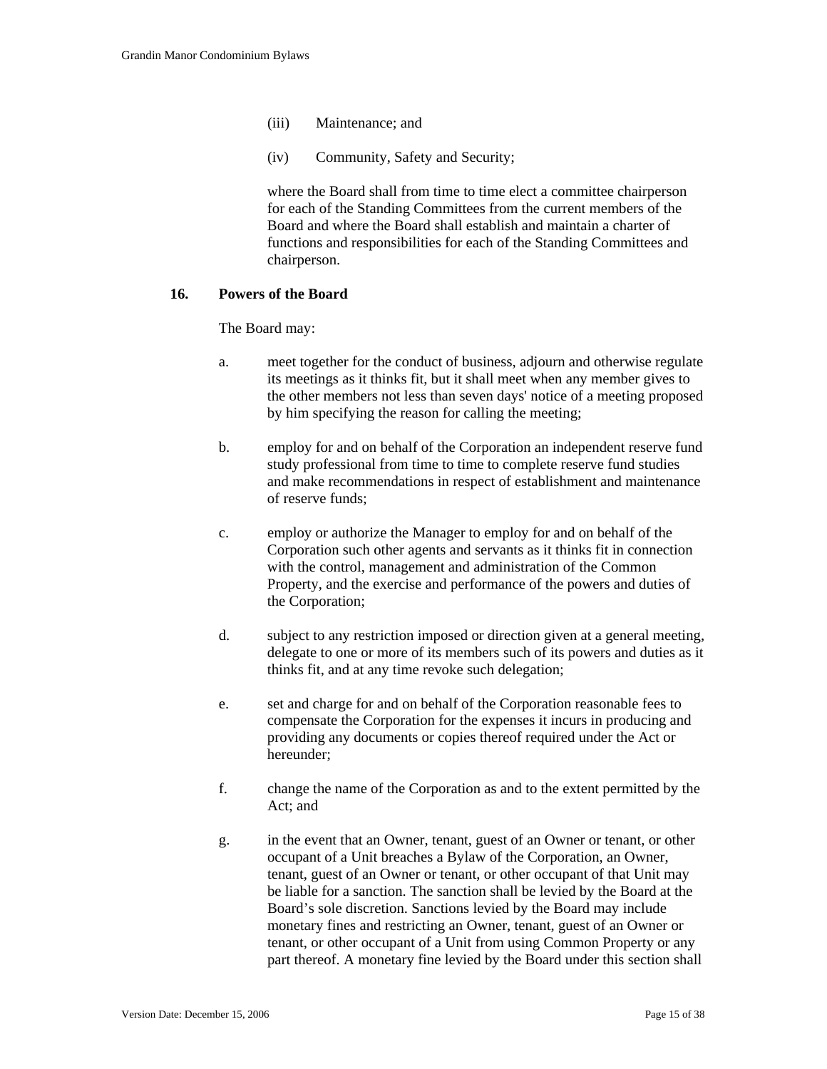(iii) Maintenance; and

(iv) Community, Safety and Security;

where the Board shall from time to time elect a committee chairperson for each of the Standing Committees from the current members of the Board and where the Board shall establish and maintain a charter of functions and responsibilities for each of the Standing Committees and chairperson.

## 16. Powers of the Board

The Board may:

a. meet together for the conduct of business, adjourn and otherwise regulate its meetings as it thinks fit, but it shall meet when any member gives to the other members not less than seven days' notice of a meeting proposed by him specifying the reason for calling the meeting;

b. employ for and on behalf of the Corporation an independent reserve fund study professional from time to time to complete reserve fund studies and make recommendations in respect of establishment and maintenance of reserve funds;

c. employ or authorize the Manager to employ for and on behalf of the Corporation such other agents and servants as it thinks fit in connection with the control, management and administration of the Common Property, and the exercise and performance of the powers and duties of the Corporation;

d. subject to any restriction imposed or direction given at a general meeting, delegate to one or more of its members such of its powers and duties as it thinks fit, and at any time revoke such delegation;

e. set and charge for and on behalf of the Corporation reasonable fees to compensate the Corporation for the expenses it incurs in producing and providing any documents or copies thereof required under the Act or hereunder;

f. change the name of the Corporation as and to the extent permitted by the Act; and

g. in the event that an Owner, tenant, guest of an Owner or tenant, or other occupant of a Unit breaches a Bylaw of the Corporation, an Owner, tenant, guest of an Owner or tenant, or other occupant of that Unit may be liable for a sanction. The sanction shall be levied by the Board at the Board's sole discretion. Sanctions levied by the Board may include monetary fines and restricting an Owner, tenant, guest of an Owner or tenant, or other occupant of a Unit from using Common Property or any part thereof. A monetary fine levied by the Board under this section shall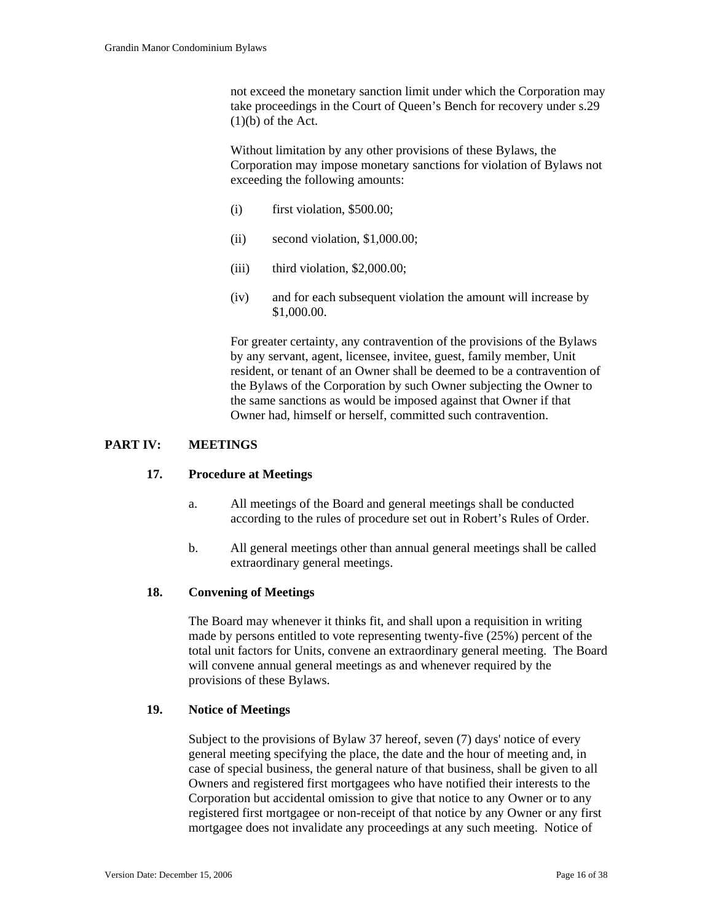not exceed the monetary sanction limit under which the Corporation may take proceedings in the Court of Queen's Bench for recovery under s.29 (1)(b) of the Act.

Without limitation by any other provisions of these Bylaws, the Corporation may impose monetary sanctions for violation of Bylaws not exceeding the following amounts:

(i) first violation, $500.00;

(ii) second violation, $1,000.00;

(iii) third violation, $2,000.00;

(iv) and for each subsequent violation the amount will increase by $1,000.00.

For greater certainty, any contravention of the provisions of the Bylaws by any servant, agent, licensee, invitee, guest, family member, Unit resident, or tenant of an Owner shall be deemed to be a contravention of the Bylaws of the Corporation by such Owner subjecting the Owner to the same sanctions as would be imposed against that Owner if that Owner had, himself or herself, committed such contravention.

## PART IV: MEETINGS

### 17. Procedure at Meetings

a. All meetings of the Board and general meetings shall be conducted according to the rules of procedure set out in Robert's Rules of Order.

b. All general meetings other than annual general meetings shall be called extraordinary general meetings.

### 18. Convening of Meetings

The Board may whenever it thinks fit, and shall upon a requisition in writing made by persons entitled to vote representing twenty-five (25%) percent of the total unit factors for Units, convene an extraordinary general meeting. The Board will convene annual general meetings as and whenever required by the provisions of these Bylaws.

### 19. Notice of Meetings

Subject to the provisions of Bylaw 37 hereof, seven (7) days' notice of every general meeting specifying the place, the date and the hour of meeting and, in case of special business, the general nature of that business, shall be given to all Owners and registered first mortgagees who have notified their interests to the Corporation but accidental omission to give that notice to any Owner or to any registered first mortgagee or non-receipt of that notice by any Owner or any first mortgagee does not invalidate any proceedings at any such meeting. Notice of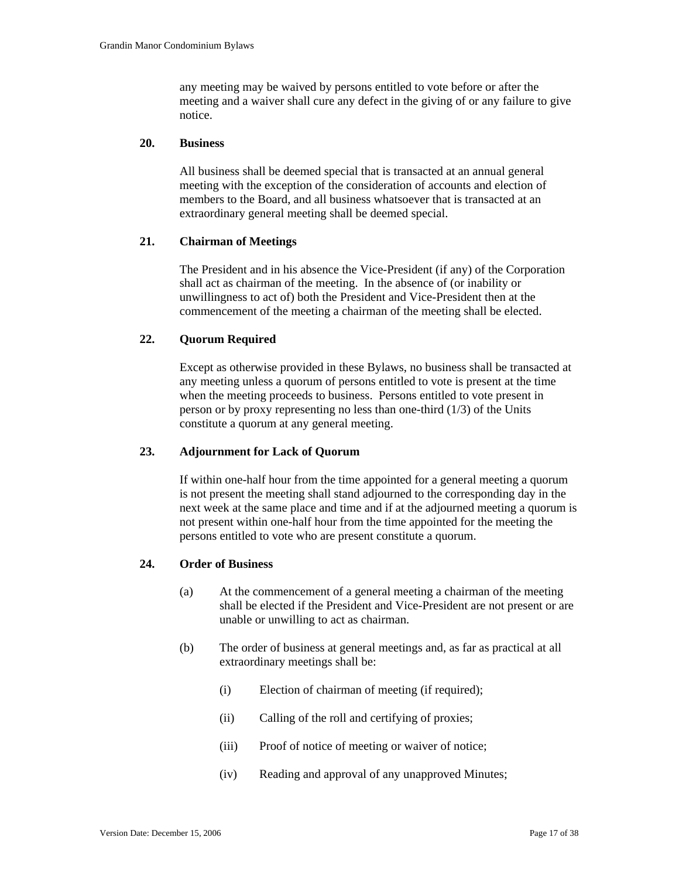any meeting may be waived by persons entitled to vote before or after the meeting and a waiver shall cure any defect in the giving of or any failure to give notice.

### 20. Business

All business shall be deemed special that is transacted at an annual general meeting with the exception of the consideration of accounts and election of members to the Board, and all business whatsoever that is transacted at an extraordinary general meeting shall be deemed special.

### 21. Chairman of Meetings

The President and in his absence the Vice-President (if any) of the Corporation shall act as chairman of the meeting. In the absence of (or inability or unwillingness to act of) both the President and Vice-President then at the commencement of the meeting a chairman of the meeting shall be elected.

### 22. Quorum Required

Except as otherwise provided in these Bylaws, no business shall be transacted at any meeting unless a quorum of persons entitled to vote is present at the time when the meeting proceeds to business. Persons entitled to vote present in person or by proxy representing no less than one-third (1/3) of the Units constitute a quorum at any general meeting.

### 23. Adjournment for Lack of Quorum

If within one-half hour from the time appointed for a general meeting a quorum is not present the meeting shall stand adjourned to the corresponding day in the next week at the same place and time and if at the adjourned meeting a quorum is not present within one-half hour from the time appointed for the meeting the persons entitled to vote who are present constitute a quorum.

### 24. Order of Business

(a) At the commencement of a general meeting a chairman of the meeting shall be elected if the President and Vice-President are not present or are unable or unwilling to act as chairman.

(b) The order of business at general meetings and, as far as practical at all extraordinary meetings shall be:

(i) Election of chairman of meeting (if required);

(ii) Calling of the roll and certifying of proxies;

(iii) Proof of notice of meeting or waiver of notice;

(iv) Reading and approval of any unapproved Minutes;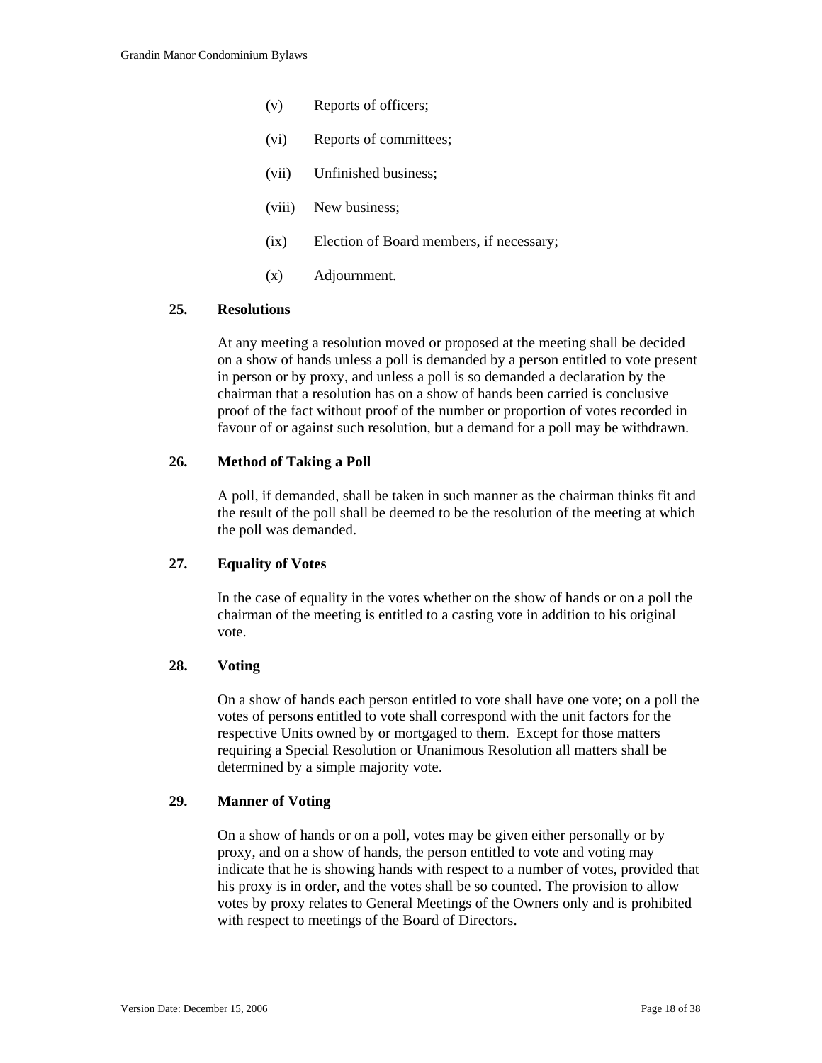(v) Reports of officers;

(vi) Reports of committees;

(vii) Unfinished business;

(viii) New business;

(ix) Election of Board members, if necessary;

(x) Adjournment.

### 25. Resolutions

At any meeting a resolution moved or proposed at the meeting shall be decided on a show of hands unless a poll is demanded by a person entitled to vote present in person or by proxy, and unless a poll is so demanded a declaration by the chairman that a resolution has on a show of hands been carried is conclusive proof of the fact without proof of the number or proportion of votes recorded in favour of or against such resolution, but a demand for a poll may be withdrawn.

### 26. Method of Taking a Poll

A poll, if demanded, shall be taken in such manner as the chairman thinks fit and the result of the poll shall be deemed to be the resolution of the meeting at which the poll was demanded.

### 27. Equality of Votes

In the case of equality in the votes whether on the show of hands or on a poll the chairman of the meeting is entitled to a casting vote in addition to his original vote.

### 28. Voting

On a show of hands each person entitled to vote shall have one vote; on a poll the votes of persons entitled to vote shall correspond with the unit factors for the respective Units owned by or mortgaged to them. Except for those matters requiring a Special Resolution or Unanimous Resolution all matters shall be determined by a simple majority vote.

### 29. Manner of Voting

On a show of hands or on a poll, votes may be given either personally or by proxy, and on a show of hands, the person entitled to vote and voting may indicate that he is showing hands with respect to a number of votes, provided that his proxy is in order, and the votes shall be so counted. The provision to allow votes by proxy relates to General Meetings of the Owners only and is prohibited with respect to meetings of the Board of Directors.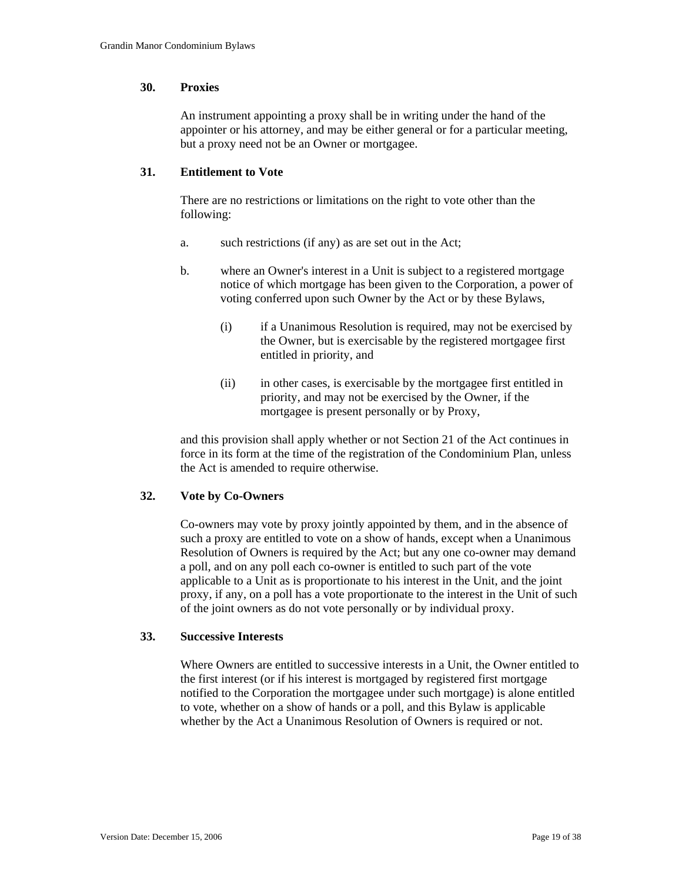### 30. Proxies

An instrument appointing a proxy shall be in writing under the hand of the appointer or his attorney, and may be either general or for a particular meeting, but a proxy need not be an Owner or mortgagee.

### 31. Entitlement to Vote

There are no restrictions or limitations on the right to vote other than the following:

a. such restrictions (if any) as are set out in the Act;

b. where an Owner's interest in a Unit is subject to a registered mortgage notice of which mortgage has been given to the Corporation, a power of voting conferred upon such Owner by the Act or by these Bylaws,

   (i) if a Unanimous Resolution is required, may not be exercised by the Owner, but is exercisable by the registered mortgagee first entitled in priority, and

   (ii) in other cases, is exercisable by the mortgagee first entitled in priority, and may not be exercised by the Owner, if the mortgagee is present personally or by Proxy,

and this provision shall apply whether or not Section 21 of the Act continues in force in its form at the time of the registration of the Condominium Plan, unless the Act is amended to require otherwise.

### 32. Vote by Co-Owners

Co-owners may vote by proxy jointly appointed by them, and in the absence of such a proxy are entitled to vote on a show of hands, except when a Unanimous Resolution of Owners is required by the Act; but any one co-owner may demand a poll, and on any poll each co-owner is entitled to such part of the vote applicable to a Unit as is proportionate to his interest in the Unit, and the joint proxy, if any, on a poll has a vote proportionate to the interest in the Unit of such of the joint owners as do not vote personally or by individual proxy.

### 33. Successive Interests

Where Owners are entitled to successive interests in a Unit, the Owner entitled to the first interest (or if his interest is mortgaged by registered first mortgage notified to the Corporation the mortgagee under such mortgage) is alone entitled to vote, whether on a show of hands or a poll, and this Bylaw is applicable whether by the Act a Unanimous Resolution of Owners is required or not.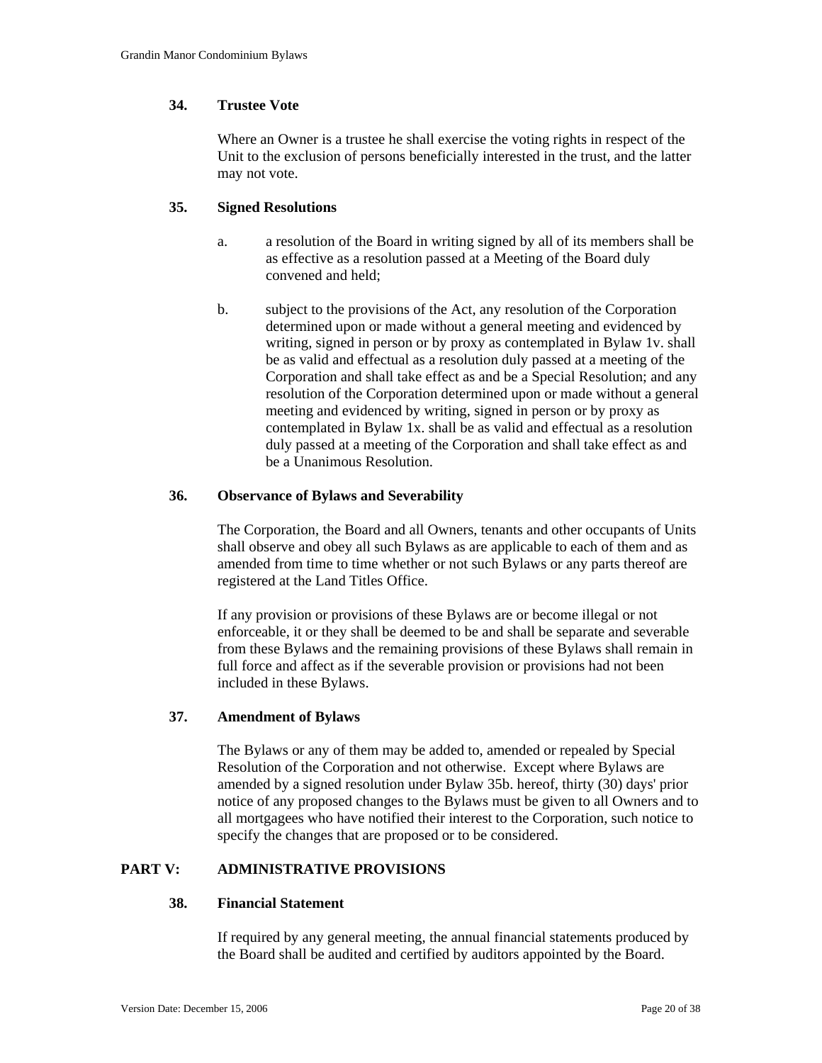### 34. Trustee Vote

Where an Owner is a trustee he shall exercise the voting rights in respect of the Unit to the exclusion of persons beneficially interested in the trust, and the latter may not vote.

### 35. Signed Resolutions

a. a resolution of the Board in writing signed by all of its members shall be as effective as a resolution passed at a Meeting of the Board duly convened and held;

b. subject to the provisions of the Act, any resolution of the Corporation determined upon or made without a general meeting and evidenced by writing, signed in person or by proxy as contemplated in Bylaw 1v. shall be as valid and effectual as a resolution duly passed at a meeting of the Corporation and shall take effect as and be a Special Resolution; and any resolution of the Corporation determined upon or made without a general meeting and evidenced by writing, signed in person or by proxy as contemplated in Bylaw 1x. shall be as valid and effectual as a resolution duly passed at a meeting of the Corporation and shall take effect as and be a Unanimous Resolution.

### 36. Observance of Bylaws and Severability

The Corporation, the Board and all Owners, tenants and other occupants of Units shall observe and obey all such Bylaws as are applicable to each of them and as amended from time to time whether or not such Bylaws or any parts thereof are registered at the Land Titles Office.

If any provision or provisions of these Bylaws are or become illegal or not enforceable, it or they shall be deemed to be and shall be separate and severable from these Bylaws and the remaining provisions of these Bylaws shall remain in full force and affect as if the severable provision or provisions had not been included in these Bylaws.

### 37. Amendment of Bylaws

The Bylaws or any of them may be added to, amended or repealed by Special Resolution of the Corporation and not otherwise. Except where Bylaws are amended by a signed resolution under Bylaw 35b. hereof, thirty (30) days' prior notice of any proposed changes to the Bylaws must be given to all Owners and to all mortgagees who have notified their interest to the Corporation, such notice to specify the changes that are proposed or to be considered.

## PART V: ADMINISTRATIVE PROVISIONS

### 38. Financial Statement

If required by any general meeting, the annual financial statements produced by the Board shall be audited and certified by auditors appointed by the Board.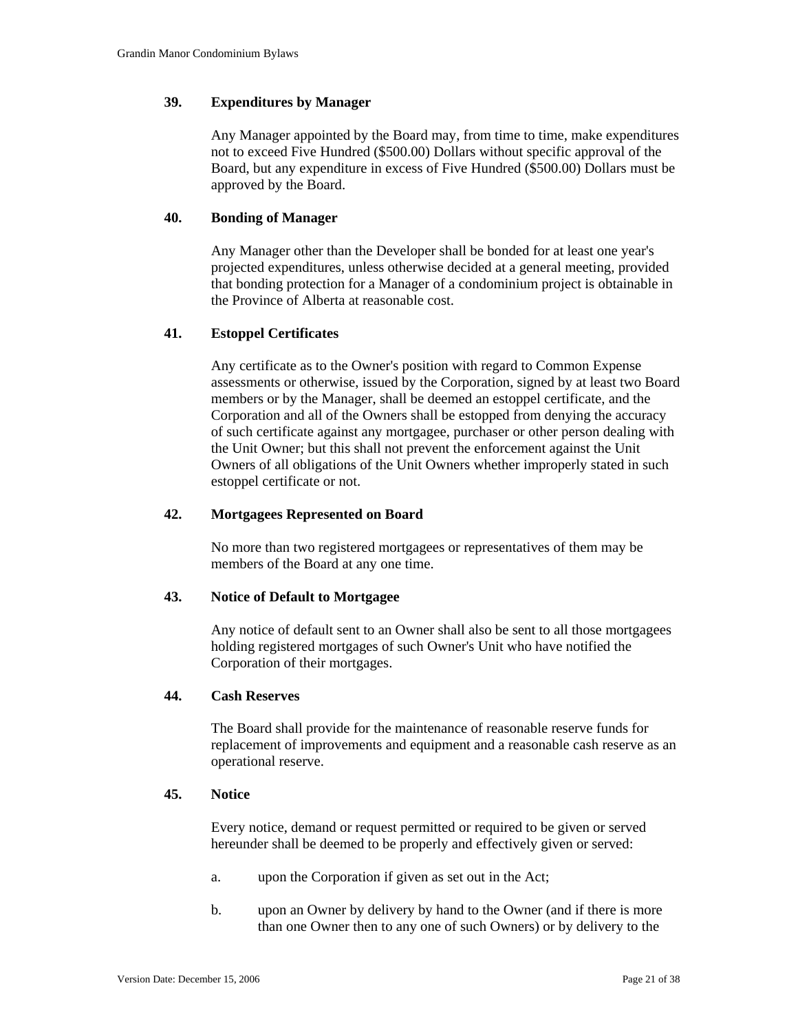### 39. Expenditures by Manager

Any Manager appointed by the Board may, from time to time, make expenditures not to exceed Five Hundred ($500.00) Dollars without specific approval of the Board, but any expenditure in excess of Five Hundred ($500.00) Dollars must be approved by the Board.

### 40. Bonding of Manager

Any Manager other than the Developer shall be bonded for at least one year's projected expenditures, unless otherwise decided at a general meeting, provided that bonding protection for a Manager of a condominium project is obtainable in the Province of Alberta at reasonable cost.

### 41. Estoppel Certificates

Any certificate as to the Owner's position with regard to Common Expense assessments or otherwise, issued by the Corporation, signed by at least two Board members or by the Manager, shall be deemed an estoppel certificate, and the Corporation and all of the Owners shall be estopped from denying the accuracy of such certificate against any mortgagee, purchaser or other person dealing with the Unit Owner; but this shall not prevent the enforcement against the Unit Owners of all obligations of the Unit Owners whether improperly stated in such estoppel certificate or not.

### 42. Mortgagees Represented on Board

No more than two registered mortgagees or representatives of them may be members of the Board at any one time.

### 43. Notice of Default to Mortgagee

Any notice of default sent to an Owner shall also be sent to all those mortgagees holding registered mortgages of such Owner's Unit who have notified the Corporation of their mortgages.

### 44. Cash Reserves

The Board shall provide for the maintenance of reasonable reserve funds for replacement of improvements and equipment and a reasonable cash reserve as an operational reserve.

### 45. Notice

Every notice, demand or request permitted or required to be given or served hereunder shall be deemed to be properly and effectively given or served:

a. upon the Corporation if given as set out in the Act;

b. upon an Owner by delivery by hand to the Owner (and if there is more than one Owner then to any one of such Owners) or by delivery to the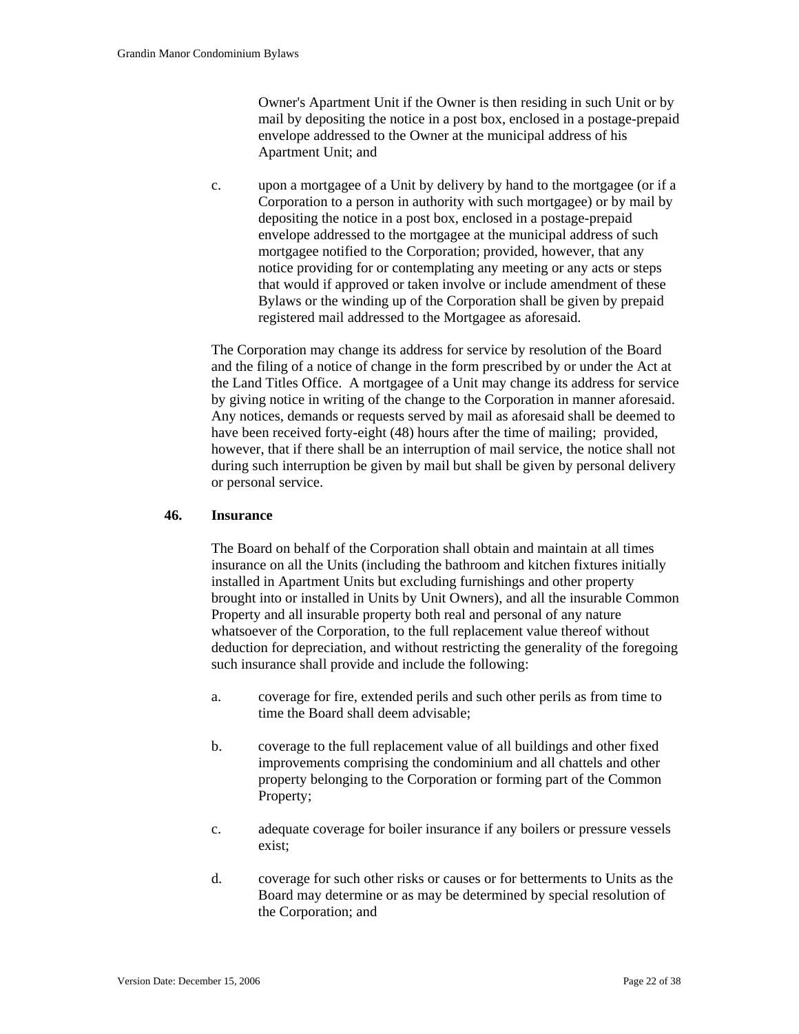Owner's Apartment Unit if the Owner is then residing in such Unit or by mail by depositing the notice in a post box, enclosed in a postage-prepaid envelope addressed to the Owner at the municipal address of his Apartment Unit; and

c. upon a mortgagee of a Unit by delivery by hand to the mortgagee (or if a Corporation to a person in authority with such mortgagee) or by mail by depositing the notice in a post box, enclosed in a postage-prepaid envelope addressed to the mortgagee at the municipal address of such mortgagee notified to the Corporation; provided, however, that any notice providing for or contemplating any meeting or any acts or steps that would if approved or taken involve or include amendment of these Bylaws or the winding up of the Corporation shall be given by prepaid registered mail addressed to the Mortgagee as aforesaid.

The Corporation may change its address for service by resolution of the Board and the filing of a notice of change in the form prescribed by or under the Act at the Land Titles Office. A mortgagee of a Unit may change its address for service by giving notice in writing of the change to the Corporation in manner aforesaid. Any notices, demands or requests served by mail as aforesaid shall be deemed to have been received forty-eight (48) hours after the time of mailing; provided, however, that if there shall be an interruption of mail service, the notice shall not during such interruption be given by mail but shall be given by personal delivery or personal service.

## 46. Insurance

The Board on behalf of the Corporation shall obtain and maintain at all times insurance on all the Units (including the bathroom and kitchen fixtures initially installed in Apartment Units but excluding furnishings and other property brought into or installed in Units by Unit Owners), and all the insurable Common Property and all insurable property both real and personal of any nature whatsoever of the Corporation, to the full replacement value thereof without deduction for depreciation, and without restricting the generality of the foregoing such insurance shall provide and include the following:

a. coverage for fire, extended perils and such other perils as from time to time the Board shall deem advisable;

b. coverage to the full replacement value of all buildings and other fixed improvements comprising the condominium and all chattels and other property belonging to the Corporation or forming part of the Common Property;

c. adequate coverage for boiler insurance if any boilers or pressure vessels exist;

d. coverage for such other risks or causes or for betterments to Units as the Board may determine or as may be determined by special resolution of the Corporation; and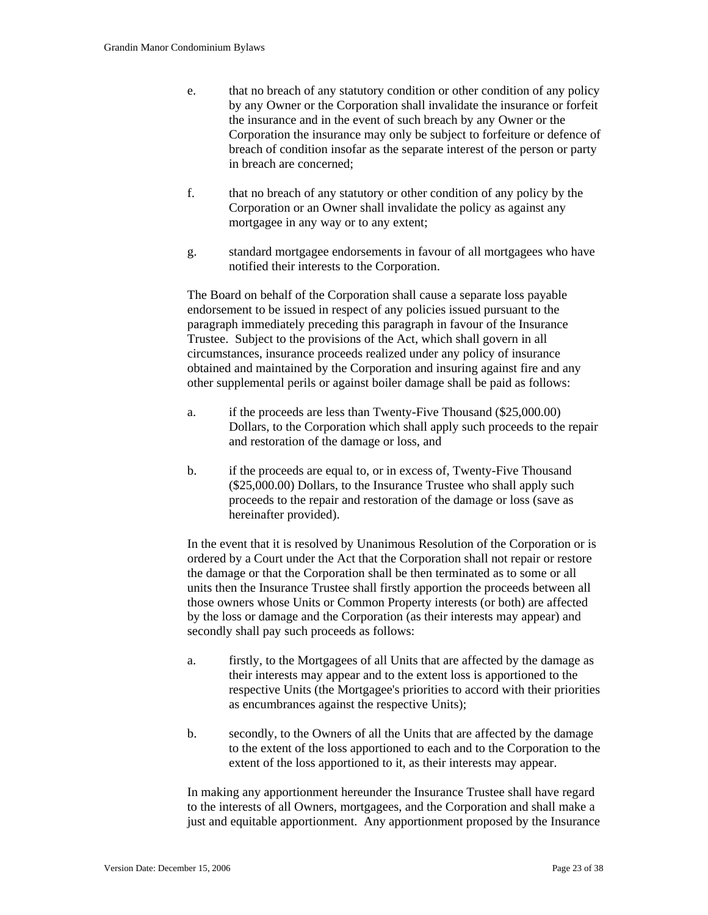e. that no breach of any statutory condition or other condition of any policy by any Owner or the Corporation shall invalidate the insurance or forfeit the insurance and in the event of such breach by any Owner or the Corporation the insurance may only be subject to forfeiture or defence of breach of condition insofar as the separate interest of the person or party in breach are concerned;

f. that no breach of any statutory or other condition of any policy by the Corporation or an Owner shall invalidate the policy as against any mortgagee in any way or to any extent;

g. standard mortgagee endorsements in favour of all mortgagees who have notified their interests to the Corporation.

The Board on behalf of the Corporation shall cause a separate loss payable endorsement to be issued in respect of any policies issued pursuant to the paragraph immediately preceding this paragraph in favour of the Insurance Trustee. Subject to the provisions of the Act, which shall govern in all circumstances, insurance proceeds realized under any policy of insurance obtained and maintained by the Corporation and insuring against fire and any other supplemental perils or against boiler damage shall be paid as follows:

a. if the proceeds are less than Twenty-Five Thousand ($25,000.00) Dollars, to the Corporation which shall apply such proceeds to the repair and restoration of the damage or loss, and

b. if the proceeds are equal to, or in excess of, Twenty-Five Thousand ($25,000.00) Dollars, to the Insurance Trustee who shall apply such proceeds to the repair and restoration of the damage or loss (save as hereinafter provided).

In the event that it is resolved by Unanimous Resolution of the Corporation or is ordered by a Court under the Act that the Corporation shall not repair or restore the damage or that the Corporation shall be then terminated as to some or all units then the Insurance Trustee shall firstly apportion the proceeds between all those owners whose Units or Common Property interests (or both) are affected by the loss or damage and the Corporation (as their interests may appear) and secondly shall pay such proceeds as follows:

a. firstly, to the Mortgagees of all Units that are affected by the damage as their interests may appear and to the extent loss is apportioned to the respective Units (the Mortgagee's priorities to accord with their priorities as encumbrances against the respective Units);

b. secondly, to the Owners of all the Units that are affected by the damage to the extent of the loss apportioned to each and to the Corporation to the extent of the loss apportioned to it, as their interests may appear.

In making any apportionment hereunder the Insurance Trustee shall have regard to the interests of all Owners, mortgagees, and the Corporation and shall make a just and equitable apportionment. Any apportionment proposed by the Insurance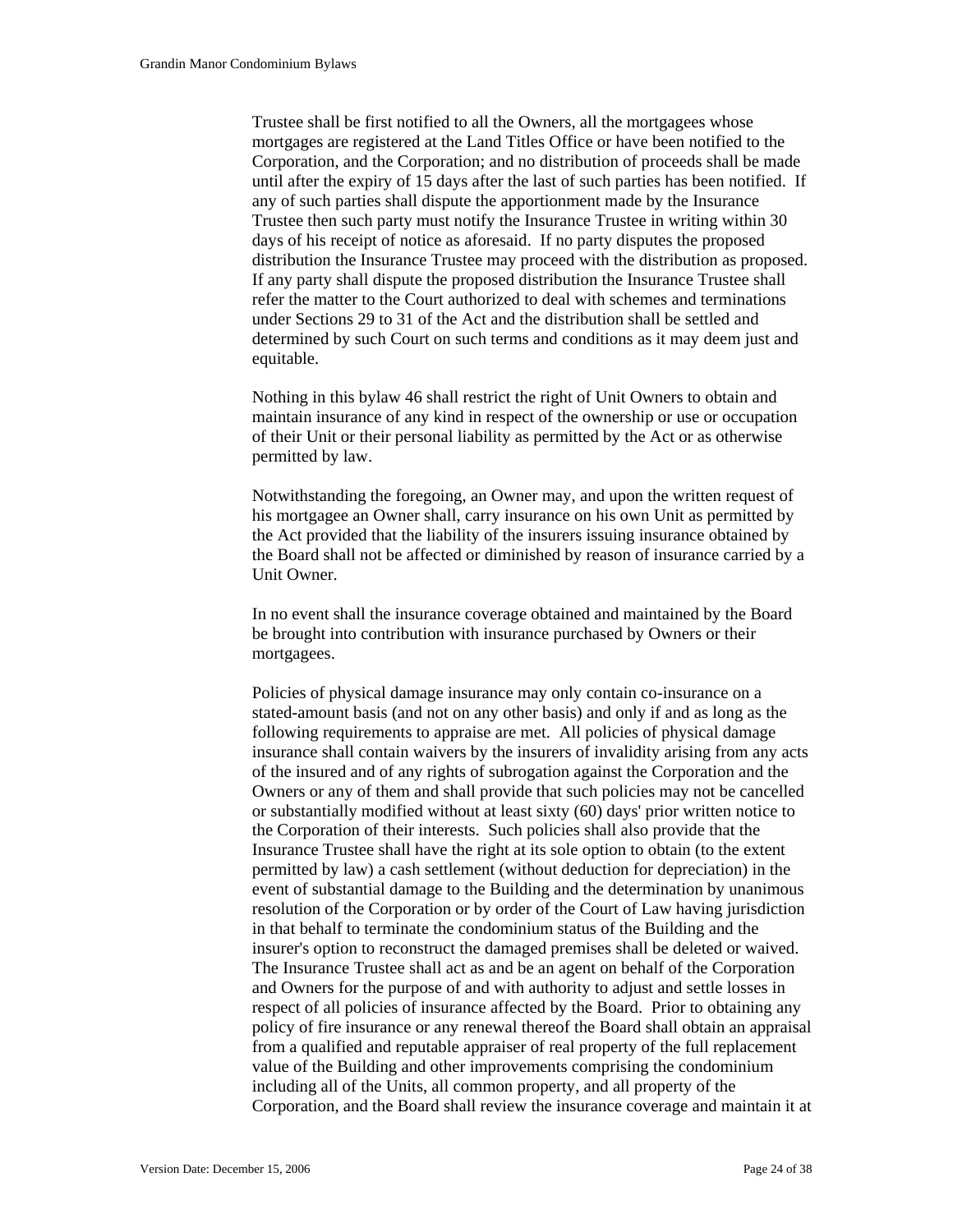Trustee shall be first notified to all the Owners, all the mortgagees whose mortgages are registered at the Land Titles Office or have been notified to the Corporation, and the Corporation; and no distribution of proceeds shall be made until after the expiry of 15 days after the last of such parties has been notified. If any of such parties shall dispute the apportionment made by the Insurance Trustee then such party must notify the Insurance Trustee in writing within 30 days of his receipt of notice as aforesaid. If no party disputes the proposed distribution the Insurance Trustee may proceed with the distribution as proposed. If any party shall dispute the proposed distribution the Insurance Trustee shall refer the matter to the Court authorized to deal with schemes and terminations under Sections 29 to 31 of the Act and the distribution shall be settled and determined by such Court on such terms and conditions as it may deem just and equitable.

Nothing in this bylaw 46 shall restrict the right of Unit Owners to obtain and maintain insurance of any kind in respect of the ownership or use or occupation of their Unit or their personal liability as permitted by the Act or as otherwise permitted by law.

Notwithstanding the foregoing, an Owner may, and upon the written request of his mortgagee an Owner shall, carry insurance on his own Unit as permitted by the Act provided that the liability of the insurers issuing insurance obtained by the Board shall not be affected or diminished by reason of insurance carried by a Unit Owner.

In no event shall the insurance coverage obtained and maintained by the Board be brought into contribution with insurance purchased by Owners or their mortgagees.

Policies of physical damage insurance may only contain co-insurance on a stated-amount basis (and not on any other basis) and only if and as long as the following requirements to appraise are met. All policies of physical damage insurance shall contain waivers by the insurers of invalidity arising from any acts of the insured and of any rights of subrogation against the Corporation and the Owners or any of them and shall provide that such policies may not be cancelled or substantially modified without at least sixty (60) days' prior written notice to the Corporation of their interests. Such policies shall also provide that the Insurance Trustee shall have the right at its sole option to obtain (to the extent permitted by law) a cash settlement (without deduction for depreciation) in the event of substantial damage to the Building and the determination by unanimous resolution of the Corporation or by order of the Court of Law having jurisdiction in that behalf to terminate the condominium status of the Building and the insurer's option to reconstruct the damaged premises shall be deleted or waived. The Insurance Trustee shall act as and be an agent on behalf of the Corporation and Owners for the purpose of and with authority to adjust and settle losses in respect of all policies of insurance affected by the Board. Prior to obtaining any policy of fire insurance or any renewal thereof the Board shall obtain an appraisal from a qualified and reputable appraiser of real property of the full replacement value of the Building and other improvements comprising the condominium including all of the Units, all common property, and all property of the Corporation, and the Board shall review the insurance coverage and maintain it at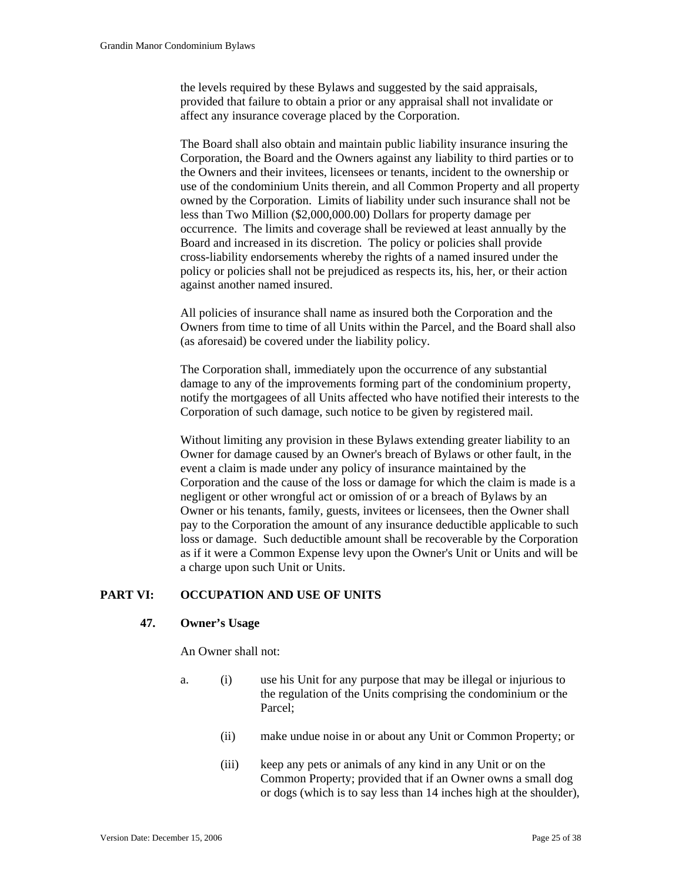the levels required by these Bylaws and suggested by the said appraisals, provided that failure to obtain a prior or any appraisal shall not invalidate or affect any insurance coverage placed by the Corporation.

The Board shall also obtain and maintain public liability insurance insuring the Corporation, the Board and the Owners against any liability to third parties or to the Owners and their invitees, licensees or tenants, incident to the ownership or use of the condominium Units therein, and all Common Property and all property owned by the Corporation. Limits of liability under such insurance shall not be less than Two Million ($2,000,000.00) Dollars for property damage per occurrence. The limits and coverage shall be reviewed at least annually by the Board and increased in its discretion. The policy or policies shall provide cross-liability endorsements whereby the rights of a named insured under the policy or policies shall not be prejudiced as respects its, his, her, or their action against another named insured.

All policies of insurance shall name as insured both the Corporation and the Owners from time to time of all Units within the Parcel, and the Board shall also (as aforesaid) be covered under the liability policy.

The Corporation shall, immediately upon the occurrence of any substantial damage to any of the improvements forming part of the condominium property, notify the mortgagees of all Units affected who have notified their interests to the Corporation of such damage, such notice to be given by registered mail.

Without limiting any provision in these Bylaws extending greater liability to an Owner for damage caused by an Owner's breach of Bylaws or other fault, in the event a claim is made under any policy of insurance maintained by the Corporation and the cause of the loss or damage for which the claim is made is a negligent or other wrongful act or omission of or a breach of Bylaws by an Owner or his tenants, family, guests, invitees or licensees, then the Owner shall pay to the Corporation the amount of any insurance deductible applicable to such loss or damage. Such deductible amount shall be recoverable by the Corporation as if it were a Common Expense levy upon the Owner's Unit or Units and will be a charge upon such Unit or Units.

## PART VI: OCCUPATION AND USE OF UNITS

### 47. Owner's Usage

An Owner shall not:

a. (i) use his Unit for any purpose that may be illegal or injurious to the regulation of the Units comprising the condominium or the Parcel;

(ii) make undue noise in or about any Unit or Common Property; or

(iii) keep any pets or animals of any kind in any Unit or on the Common Property; provided that if an Owner owns a small dog or dogs (which is to say less than 14 inches high at the shoulder),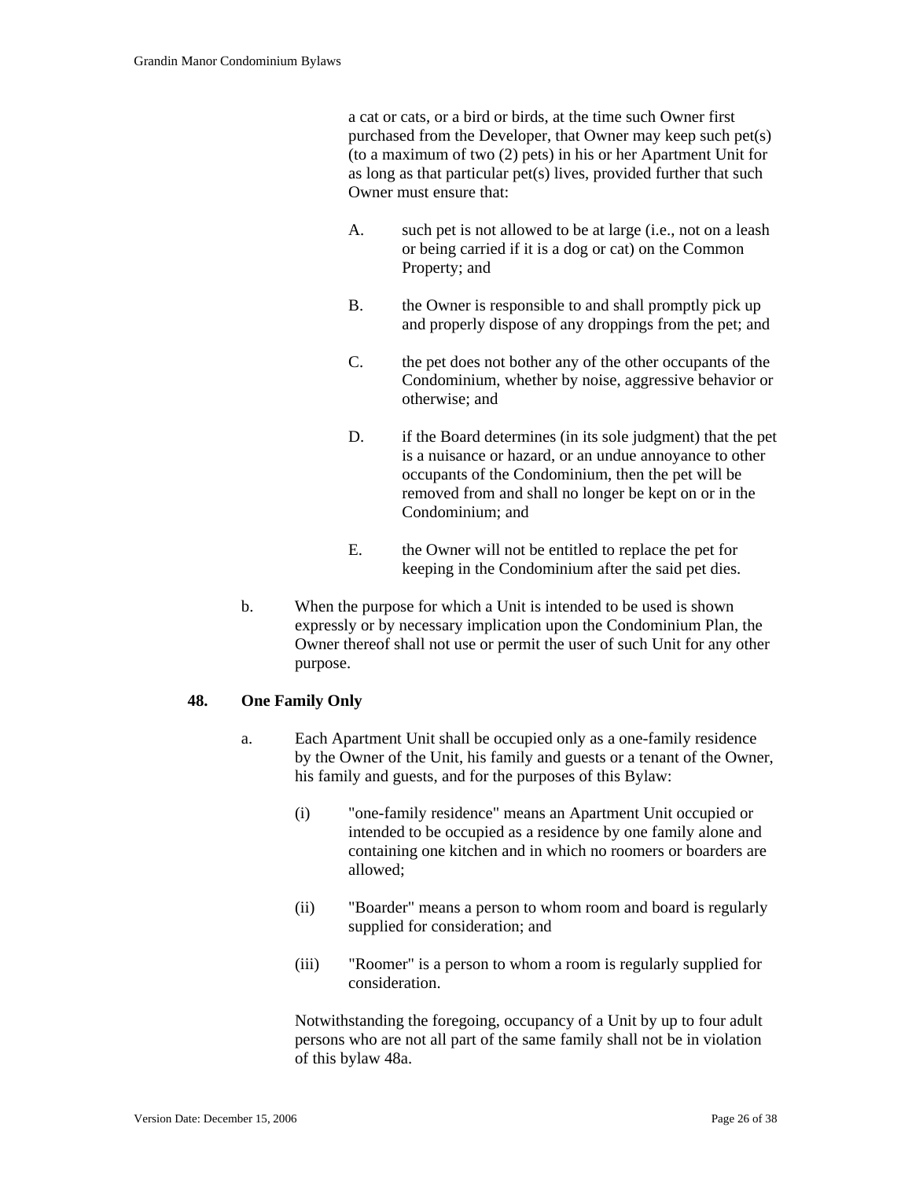a cat or cats, or a bird or birds, at the time such Owner first purchased from the Developer, that Owner may keep such pet(s) (to a maximum of two (2) pets) in his or her Apartment Unit for as long as that particular pet(s) lives, provided further that such Owner must ensure that:

A. such pet is not allowed to be at large (i.e., not on a leash or being carried if it is a dog or cat) on the Common Property; and

B. the Owner is responsible to and shall promptly pick up and properly dispose of any droppings from the pet; and

C. the pet does not bother any of the other occupants of the Condominium, whether by noise, aggressive behavior or otherwise; and

D. if the Board determines (in its sole judgment) that the pet is a nuisance or hazard, or an undue annoyance to other occupants of the Condominium, then the pet will be removed from and shall no longer be kept on or in the Condominium; and

E. the Owner will not be entitled to replace the pet for keeping in the Condominium after the said pet dies.

b. When the purpose for which a Unit is intended to be used is shown expressly or by necessary implication upon the Condominium Plan, the Owner thereof shall not use or permit the user of such Unit for any other purpose.

**48. One Family Only**

a. Each Apartment Unit shall be occupied only as a one-family residence by the Owner of the Unit, his family and guests or a tenant of the Owner, his family and guests, and for the purposes of this Bylaw:

(i) "one-family residence" means an Apartment Unit occupied or intended to be occupied as a residence by one family alone and containing one kitchen and in which no roomers or boarders are allowed;

(ii) "Boarder" means a person to whom room and board is regularly supplied for consideration; and

(iii) "Roomer" is a person to whom a room is regularly supplied for consideration.

Notwithstanding the foregoing, occupancy of a Unit by up to four adult persons who are not all part of the same family shall not be in violation of this bylaw 48a.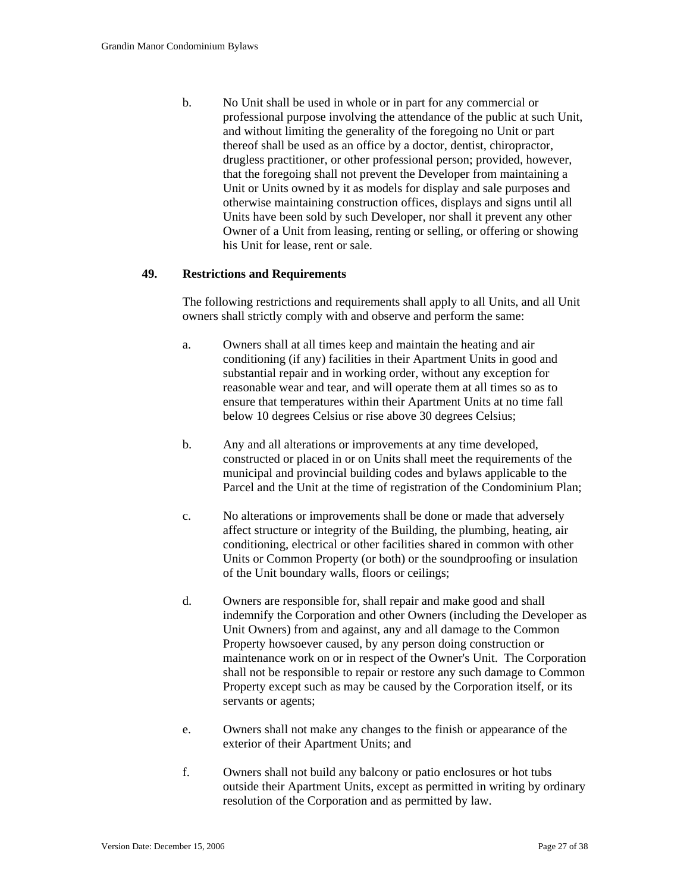b. No Unit shall be used in whole or in part for any commercial or professional purpose involving the attendance of the public at such Unit, and without limiting the generality of the foregoing no Unit or part thereof shall be used as an office by a doctor, dentist, chiropractor, drugless practitioner, or other professional person; provided, however, that the foregoing shall not prevent the Developer from maintaining a Unit or Units owned by it as models for display and sale purposes and otherwise maintaining construction offices, displays and signs until all Units have been sold by such Developer, nor shall it prevent any other Owner of a Unit from leasing, renting or selling, or offering or showing his Unit for lease, rent or sale.

## 49. Restrictions and Requirements

The following restrictions and requirements shall apply to all Units, and all Unit owners shall strictly comply with and observe and perform the same:

a. Owners shall at all times keep and maintain the heating and air conditioning (if any) facilities in their Apartment Units in good and substantial repair and in working order, without any exception for reasonable wear and tear, and will operate them at all times so as to ensure that temperatures within their Apartment Units at no time fall below 10 degrees Celsius or rise above 30 degrees Celsius;

b. Any and all alterations or improvements at any time developed, constructed or placed in or on Units shall meet the requirements of the municipal and provincial building codes and bylaws applicable to the Parcel and the Unit at the time of registration of the Condominium Plan;

c. No alterations or improvements shall be done or made that adversely affect structure or integrity of the Building, the plumbing, heating, air conditioning, electrical or other facilities shared in common with other Units or Common Property (or both) or the soundproofing or insulation of the Unit boundary walls, floors or ceilings;

d. Owners are responsible for, shall repair and make good and shall indemnify the Corporation and other Owners (including the Developer as Unit Owners) from and against, any and all damage to the Common Property howsoever caused, by any person doing construction or maintenance work on or in respect of the Owner's Unit. The Corporation shall not be responsible to repair or restore any such damage to Common Property except such as may be caused by the Corporation itself, or its servants or agents;

e. Owners shall not make any changes to the finish or appearance of the exterior of their Apartment Units; and

f. Owners shall not build any balcony or patio enclosures or hot tubs outside their Apartment Units, except as permitted in writing by ordinary resolution of the Corporation and as permitted by law.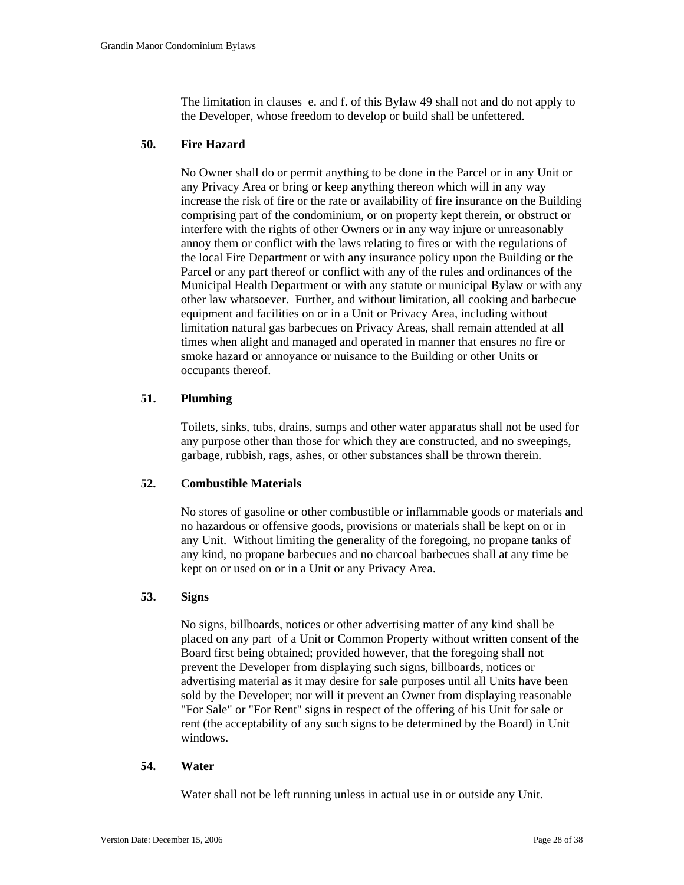The limitation in clauses e. and f. of this Bylaw 49 shall not and do not apply to the Developer, whose freedom to develop or build shall be unfettered.

## 50. Fire Hazard

No Owner shall do or permit anything to be done in the Parcel or in any Unit or any Privacy Area or bring or keep anything thereon which will in any way increase the risk of fire or the rate or availability of fire insurance on the Building comprising part of the condominium, or on property kept therein, or obstruct or interfere with the rights of other Owners or in any way injure or unreasonably annoy them or conflict with the laws relating to fires or with the regulations of the local Fire Department or with any insurance policy upon the Building or the Parcel or any part thereof or conflict with any of the rules and ordinances of the Municipal Health Department or with any statute or municipal Bylaw or with any other law whatsoever. Further, and without limitation, all cooking and barbecue equipment and facilities on or in a Unit or Privacy Area, including without limitation natural gas barbecues on Privacy Areas, shall remain attended at all times when alight and managed and operated in manner that ensures no fire or smoke hazard or annoyance or nuisance to the Building or other Units or occupants thereof.

## 51. Plumbing

Toilets, sinks, tubs, drains, sumps and other water apparatus shall not be used for any purpose other than those for which they are constructed, and no sweepings, garbage, rubbish, rags, ashes, or other substances shall be thrown therein.

## 52. Combustible Materials

No stores of gasoline or other combustible or inflammable goods or materials and no hazardous or offensive goods, provisions or materials shall be kept on or in any Unit. Without limiting the generality of the foregoing, no propane tanks of any kind, no propane barbecues and no charcoal barbecues shall at any time be kept on or used on or in a Unit or any Privacy Area.

## 53. Signs

No signs, billboards, notices or other advertising matter of any kind shall be placed on any part of a Unit or Common Property without written consent of the Board first being obtained; provided however, that the foregoing shall not prevent the Developer from displaying such signs, billboards, notices or advertising material as it may desire for sale purposes until all Units have been sold by the Developer; nor will it prevent an Owner from displaying reasonable "For Sale" or "For Rent" signs in respect of the offering of his Unit for sale or rent (the acceptability of any such signs to be determined by the Board) in Unit windows.

## 54. Water

Water shall not be left running unless in actual use in or outside any Unit.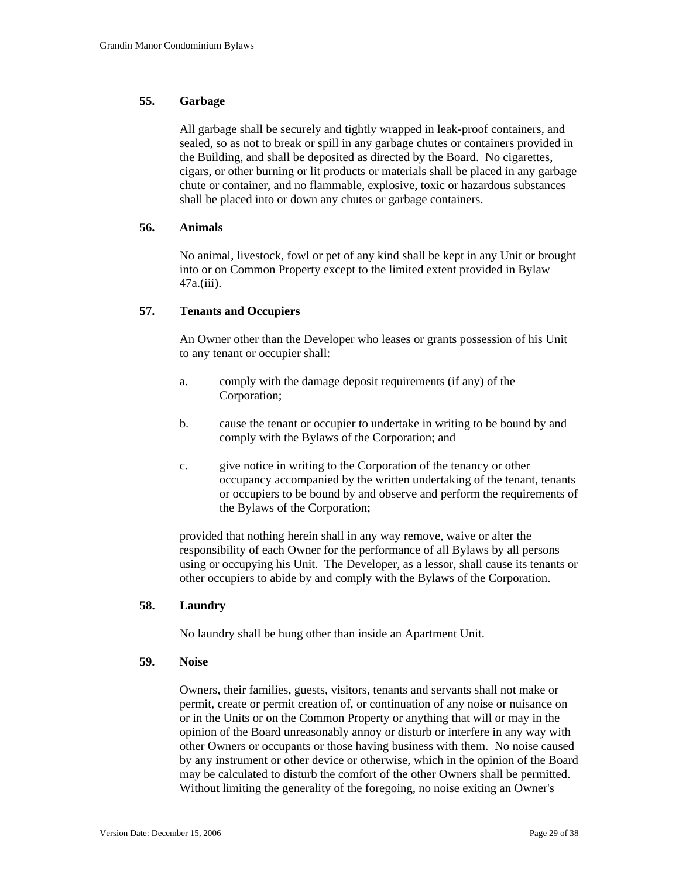## 55. Garbage

All garbage shall be securely and tightly wrapped in leak-proof containers, and sealed, so as not to break or spill in any garbage chutes or containers provided in the Building, and shall be deposited as directed by the Board. No cigarettes, cigars, or other burning or lit products or materials shall be placed in any garbage chute or container, and no flammable, explosive, toxic or hazardous substances shall be placed into or down any chutes or garbage containers.

## 56. Animals

No animal, livestock, fowl or pet of any kind shall be kept in any Unit or brought into or on Common Property except to the limited extent provided in Bylaw 47a.(iii).

## 57. Tenants and Occupiers

An Owner other than the Developer who leases or grants possession of his Unit to any tenant or occupier shall:

a. comply with the damage deposit requirements (if any) of the Corporation;

b. cause the tenant or occupier to undertake in writing to be bound by and comply with the Bylaws of the Corporation; and

c. give notice in writing to the Corporation of the tenancy or other occupancy accompanied by the written undertaking of the tenant, tenants or occupiers to be bound by and observe and perform the requirements of the Bylaws of the Corporation;

provided that nothing herein shall in any way remove, waive or alter the responsibility of each Owner for the performance of all Bylaws by all persons using or occupying his Unit. The Developer, as a lessor, shall cause its tenants or other occupiers to abide by and comply with the Bylaws of the Corporation.

## 58. Laundry

No laundry shall be hung other than inside an Apartment Unit.

## 59. Noise

Owners, their families, guests, visitors, tenants and servants shall not make or permit, create or permit creation of, or continuation of any noise or nuisance on or in the Units or on the Common Property or anything that will or may in the opinion of the Board unreasonably annoy or disturb or interfere in any way with other Owners or occupants or those having business with them. No noise caused by any instrument or other device or otherwise, which in the opinion of the Board may be calculated to disturb the comfort of the other Owners shall be permitted. Without limiting the generality of the foregoing, no noise exiting an Owner's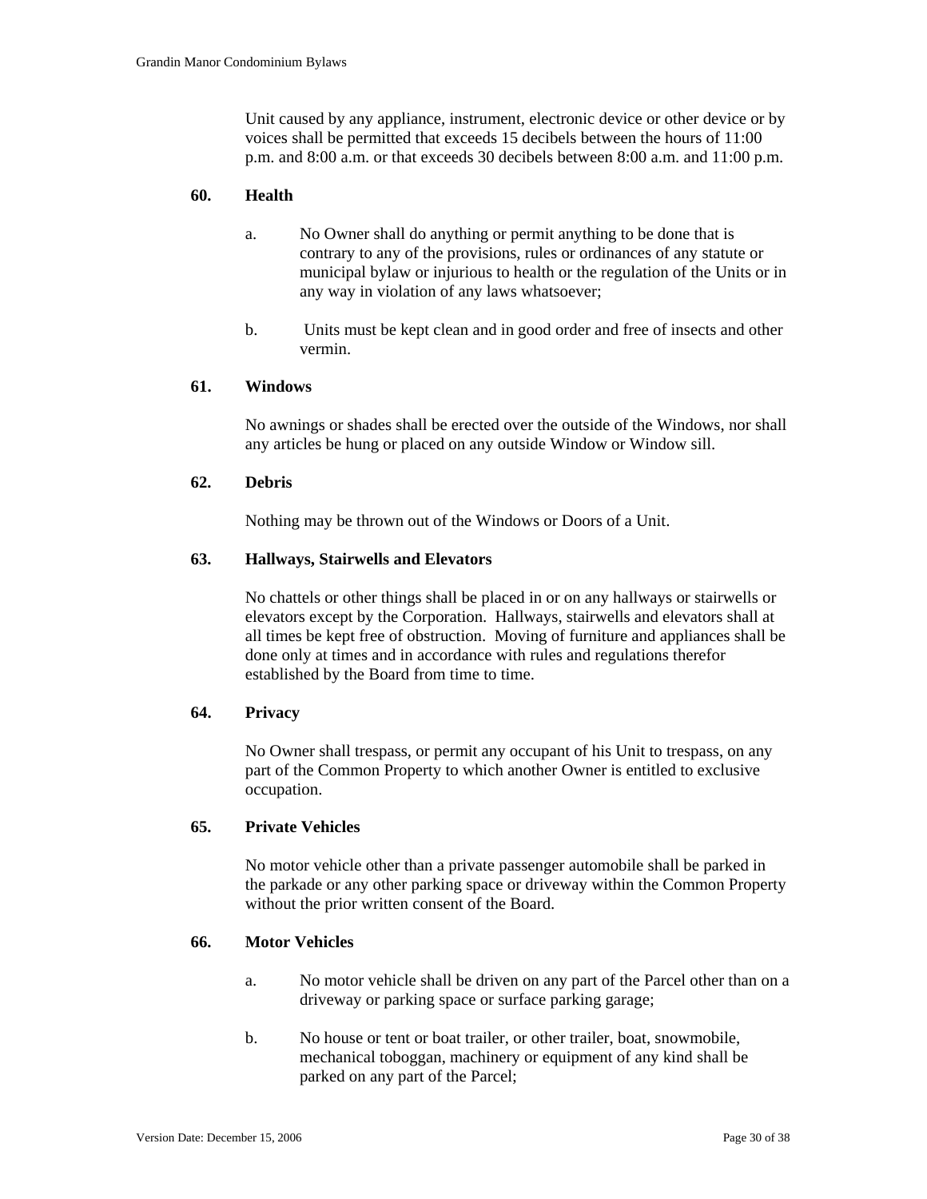Unit caused by any appliance, instrument, electronic device or other device or by voices shall be permitted that exceeds 15 decibels between the hours of 11:00 p.m. and 8:00 a.m. or that exceeds 30 decibels between 8:00 a.m. and 11:00 p.m.

**60. Health**

a. No Owner shall do anything or permit anything to be done that is contrary to any of the provisions, rules or ordinances of any statute or municipal bylaw or injurious to health or the regulation of the Units or in any way in violation of any laws whatsoever;

b. Units must be kept clean and in good order and free of insects and other vermin.

**61. Windows**

No awnings or shades shall be erected over the outside of the Windows, nor shall any articles be hung or placed on any outside Window or Window sill.

**62. Debris**

Nothing may be thrown out of the Windows or Doors of a Unit.

**63. Hallways, Stairwells and Elevators**

No chattels or other things shall be placed in or on any hallways or stairwells or elevators except by the Corporation. Hallways, stairwells and elevators shall at all times be kept free of obstruction. Moving of furniture and appliances shall be done only at times and in accordance with rules and regulations therefor established by the Board from time to time.

**64. Privacy**

No Owner shall trespass, or permit any occupant of his Unit to trespass, on any part of the Common Property to which another Owner is entitled to exclusive occupation.

**65. Private Vehicles**

No motor vehicle other than a private passenger automobile shall be parked in the parkade or any other parking space or driveway within the Common Property without the prior written consent of the Board.

**66. Motor Vehicles**

a. No motor vehicle shall be driven on any part of the Parcel other than on a driveway or parking space or surface parking garage;

b. No house or tent or boat trailer, or other trailer, boat, snowmobile, mechanical toboggan, machinery or equipment of any kind shall be parked on any part of the Parcel;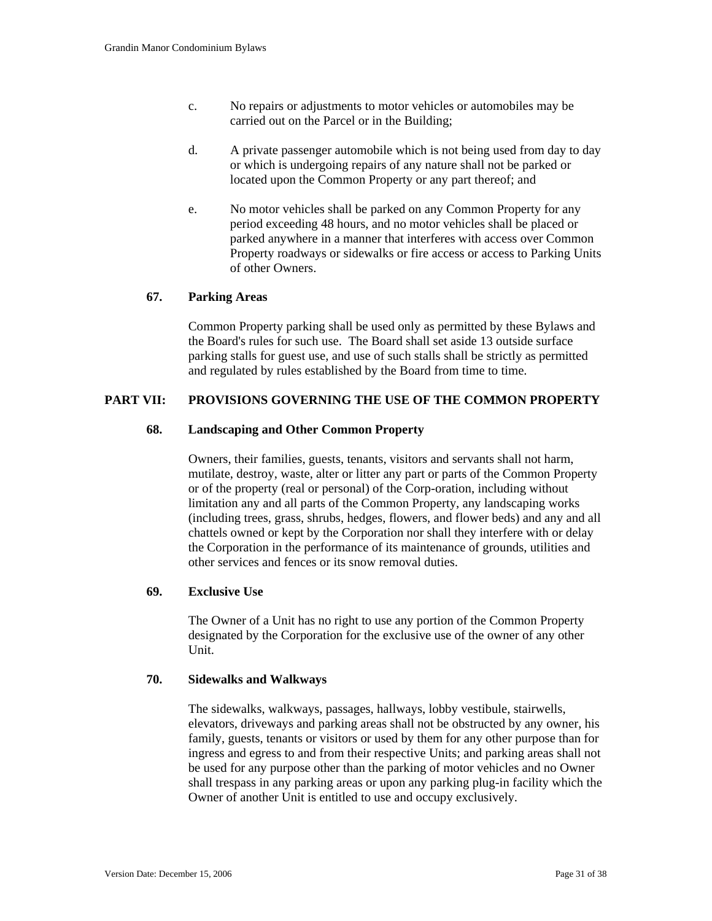c. No repairs or adjustments to motor vehicles or automobiles may be carried out on the Parcel or in the Building;

d. A private passenger automobile which is not being used from day to day or which is undergoing repairs of any nature shall not be parked or located upon the Common Property or any part thereof; and

e. No motor vehicles shall be parked on any Common Property for any period exceeding 48 hours, and no motor vehicles shall be placed or parked anywhere in a manner that interferes with access over Common Property roadways or sidewalks or fire access or access to Parking Units of other Owners.

### 67. Parking Areas

Common Property parking shall be used only as permitted by these Bylaws and the Board's rules for such use. The Board shall set aside 13 outside surface parking stalls for guest use, and use of such stalls shall be strictly as permitted and regulated by rules established by the Board from time to time.

## PART VII: PROVISIONS GOVERNING THE USE OF THE COMMON PROPERTY

### 68. Landscaping and Other Common Property

Owners, their families, guests, tenants, visitors and servants shall not harm, mutilate, destroy, waste, alter or litter any part or parts of the Common Property or of the property (real or personal) of the Corp-oration, including without limitation any and all parts of the Common Property, any landscaping works (including trees, grass, shrubs, hedges, flowers, and flower beds) and any and all chattels owned or kept by the Corporation nor shall they interfere with or delay the Corporation in the performance of its maintenance of grounds, utilities and other services and fences or its snow removal duties.

### 69. Exclusive Use

The Owner of a Unit has no right to use any portion of the Common Property designated by the Corporation for the exclusive use of the owner of any other Unit.

### 70. Sidewalks and Walkways

The sidewalks, walkways, passages, hallways, lobby vestibule, stairwells, elevators, driveways and parking areas shall not be obstructed by any owner, his family, guests, tenants or visitors or used by them for any other purpose than for ingress and egress to and from their respective Units; and parking areas shall not be used for any purpose other than the parking of motor vehicles and no Owner shall trespass in any parking areas or upon any parking plug-in facility which the Owner of another Unit is entitled to use and occupy exclusively.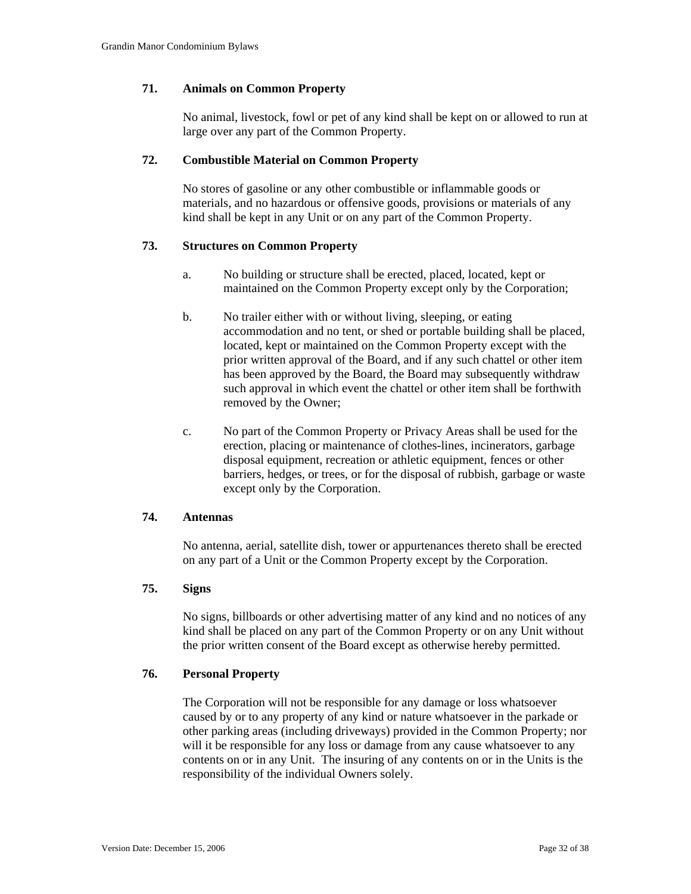### 71. Animals on Common Property

No animal, livestock, fowl or pet of any kind shall be kept on or allowed to run at large over any part of the Common Property.

### 72. Combustible Material on Common Property

No stores of gasoline or any other combustible or inflammable goods or materials, and no hazardous or offensive goods, provisions or materials of any kind shall be kept in any Unit or on any part of the Common Property.

### 73. Structures on Common Property

a. No building or structure shall be erected, placed, located, kept or maintained on the Common Property except only by the Corporation;

b. No trailer either with or without living, sleeping, or eating accommodation and no tent, or shed or portable building shall be placed, located, kept or maintained on the Common Property except with the prior written approval of the Board, and if any such chattel or other item has been approved by the Board, the Board may subsequently withdraw such approval in which event the chattel or other item shall be forthwith removed by the Owner;

c. No part of the Common Property or Privacy Areas shall be used for the erection, placing or maintenance of clothes-lines, incinerators, garbage disposal equipment, recreation or athletic equipment, fences or other barriers, hedges, or trees, or for the disposal of rubbish, garbage or waste except only by the Corporation.

### 74. Antennas

No antenna, aerial, satellite dish, tower or appurtenances thereto shall be erected on any part of a Unit or the Common Property except by the Corporation.

### 75. Signs

No signs, billboards or other advertising matter of any kind and no notices of any kind shall be placed on any part of the Common Property or on any Unit without the prior written consent of the Board except as otherwise hereby permitted.

### 76. Personal Property

The Corporation will not be responsible for any damage or loss whatsoever caused by or to any property of any kind or nature whatsoever in the parkade or other parking areas (including driveways) provided in the Common Property; nor will it be responsible for any loss or damage from any cause whatsoever to any contents on or in any Unit. The insuring of any contents on or in the Units is the responsibility of the individual Owners solely.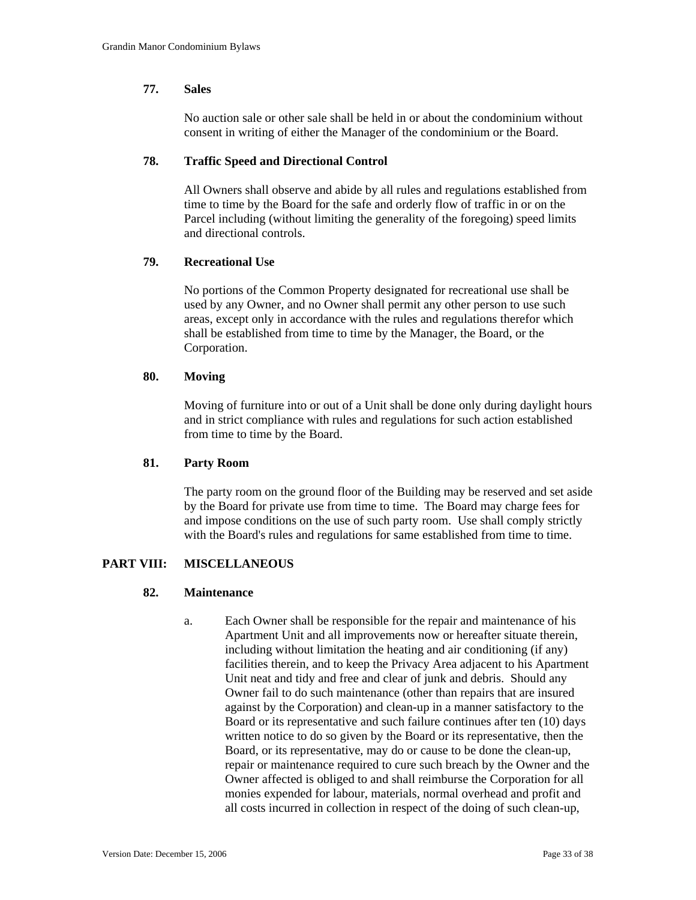### 77. Sales

No auction sale or other sale shall be held in or about the condominium without consent in writing of either the Manager of the condominium or the Board.

### 78. Traffic Speed and Directional Control

All Owners shall observe and abide by all rules and regulations established from time to time by the Board for the safe and orderly flow of traffic in or on the Parcel including (without limiting the generality of the foregoing) speed limits and directional controls.

### 79. Recreational Use

No portions of the Common Property designated for recreational use shall be used by any Owner, and no Owner shall permit any other person to use such areas, except only in accordance with the rules and regulations therefor which shall be established from time to time by the Manager, the Board, or the Corporation.

### 80. Moving

Moving of furniture into or out of a Unit shall be done only during daylight hours and in strict compliance with rules and regulations for such action established from time to time by the Board.

### 81. Party Room

The party room on the ground floor of the Building may be reserved and set aside by the Board for private use from time to time. The Board may charge fees for and impose conditions on the use of such party room. Use shall comply strictly with the Board's rules and regulations for same established from time to time.

## PART VIII: MISCELLANEOUS

### 82. Maintenance

a. Each Owner shall be responsible for the repair and maintenance of his Apartment Unit and all improvements now or hereafter situate therein, including without limitation the heating and air conditioning (if any) facilities therein, and to keep the Privacy Area adjacent to his Apartment Unit neat and tidy and free and clear of junk and debris. Should any Owner fail to do such maintenance (other than repairs that are insured against by the Corporation) and clean-up in a manner satisfactory to the Board or its representative and such failure continues after ten (10) days written notice to do so given by the Board or its representative, then the Board, or its representative, may do or cause to be done the clean-up, repair or maintenance required to cure such breach by the Owner and the Owner affected is obliged to and shall reimburse the Corporation for all monies expended for labour, materials, normal overhead and profit and all costs incurred in collection in respect of the doing of such clean-up,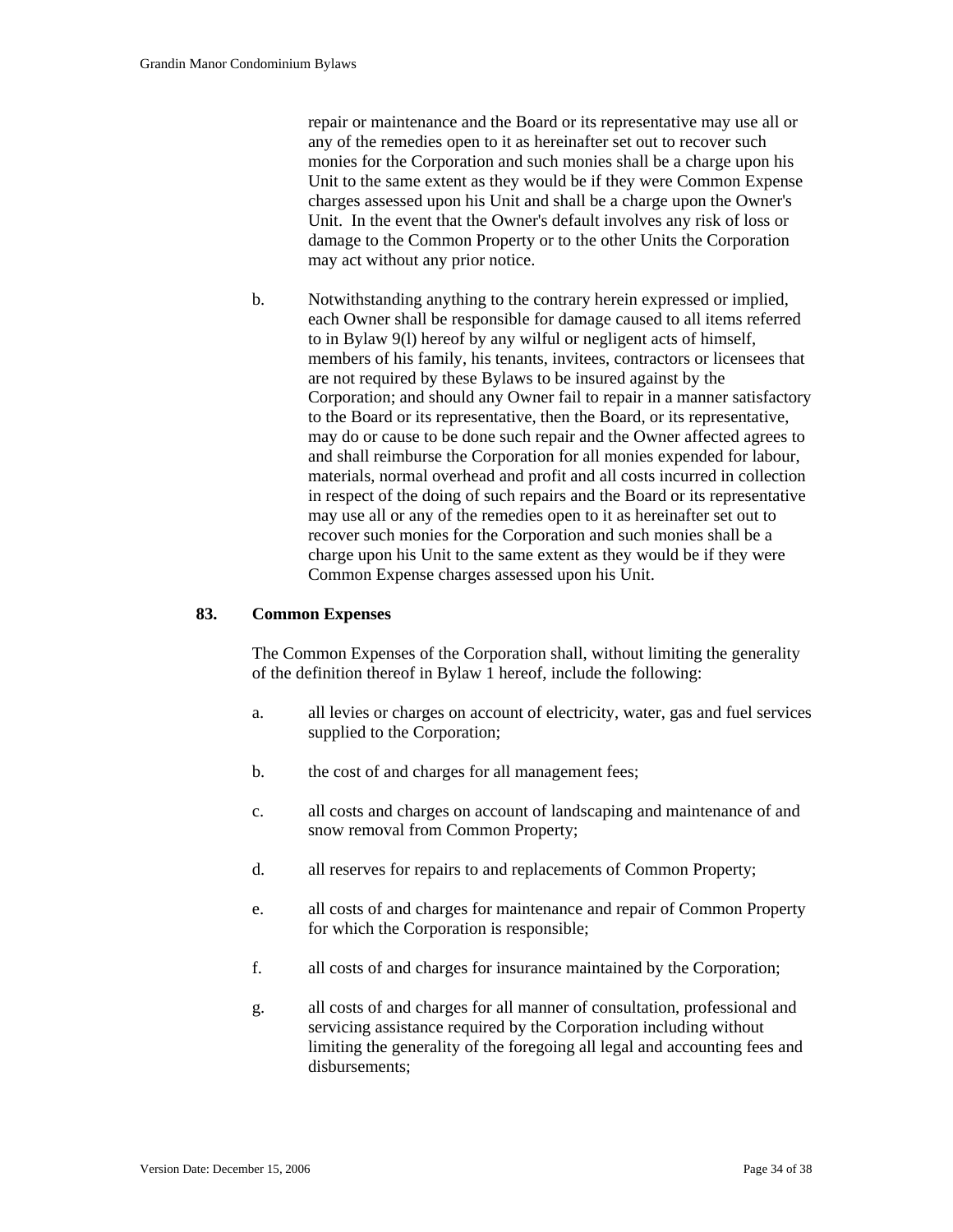repair or maintenance and the Board or its representative may use all or any of the remedies open to it as hereinafter set out to recover such monies for the Corporation and such monies shall be a charge upon his Unit to the same extent as they would be if they were Common Expense charges assessed upon his Unit and shall be a charge upon the Owner's Unit. In the event that the Owner's default involves any risk of loss or damage to the Common Property or to the other Units the Corporation may act without any prior notice.

b. Notwithstanding anything to the contrary herein expressed or implied, each Owner shall be responsible for damage caused to all items referred to in Bylaw 9(l) hereof by any wilful or negligent acts of himself, members of his family, his tenants, invitees, contractors or licensees that are not required by these Bylaws to be insured against by the Corporation; and should any Owner fail to repair in a manner satisfactory to the Board or its representative, then the Board, or its representative, may do or cause to be done such repair and the Owner affected agrees to and shall reimburse the Corporation for all monies expended for labour, materials, normal overhead and profit and all costs incurred in collection in respect of the doing of such repairs and the Board or its representative may use all or any of the remedies open to it as hereinafter set out to recover such monies for the Corporation and such monies shall be a charge upon his Unit to the same extent as they would be if they were Common Expense charges assessed upon his Unit.

## 83. Common Expenses

The Common Expenses of the Corporation shall, without limiting the generality of the definition thereof in Bylaw 1 hereof, include the following:

a. all levies or charges on account of electricity, water, gas and fuel services supplied to the Corporation;

b. the cost of and charges for all management fees;

c. all costs and charges on account of landscaping and maintenance of and snow removal from Common Property;

d. all reserves for repairs to and replacements of Common Property;

e. all costs of and charges for maintenance and repair of Common Property for which the Corporation is responsible;

f. all costs of and charges for insurance maintained by the Corporation;

g. all costs of and charges for all manner of consultation, professional and servicing assistance required by the Corporation including without limiting the generality of the foregoing all legal and accounting fees and disbursements;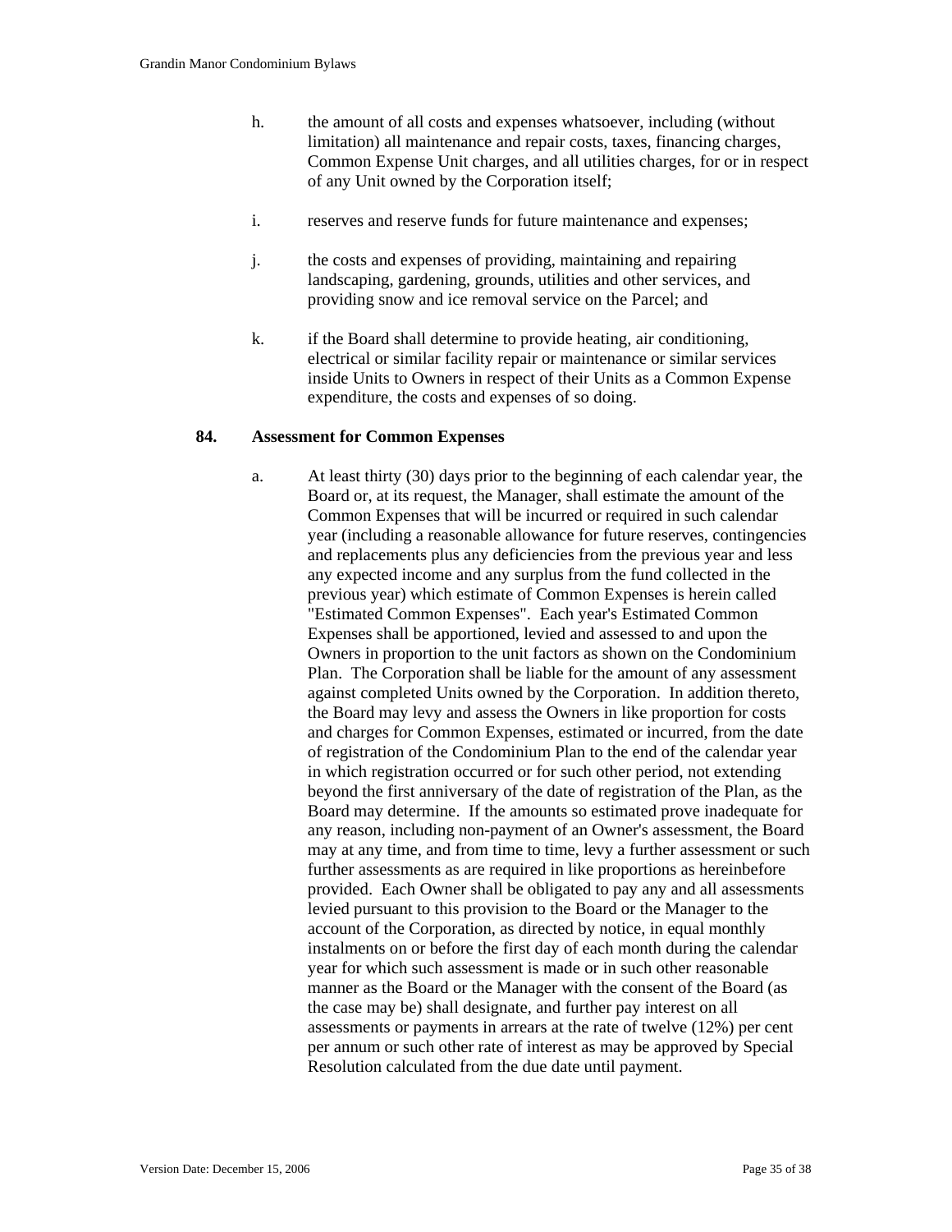h. the amount of all costs and expenses whatsoever, including (without limitation) all maintenance and repair costs, taxes, financing charges, Common Expense Unit charges, and all utilities charges, for or in respect of any Unit owned by the Corporation itself;

i. reserves and reserve funds for future maintenance and expenses;

j. the costs and expenses of providing, maintaining and repairing landscaping, gardening, grounds, utilities and other services, and providing snow and ice removal service on the Parcel; and

k. if the Board shall determine to provide heating, air conditioning, electrical or similar facility repair or maintenance or similar services inside Units to Owners in respect of their Units as a Common Expense expenditure, the costs and expenses of so doing.

## 84. Assessment for Common Expenses

a. At least thirty (30) days prior to the beginning of each calendar year, the Board or, at its request, the Manager, shall estimate the amount of the Common Expenses that will be incurred or required in such calendar year (including a reasonable allowance for future reserves, contingencies and replacements plus any deficiencies from the previous year and less any expected income and any surplus from the fund collected in the previous year) which estimate of Common Expenses is herein called "Estimated Common Expenses". Each year's Estimated Common Expenses shall be apportioned, levied and assessed to and upon the Owners in proportion to the unit factors as shown on the Condominium Plan. The Corporation shall be liable for the amount of any assessment against completed Units owned by the Corporation. In addition thereto, the Board may levy and assess the Owners in like proportion for costs and charges for Common Expenses, estimated or incurred, from the date of registration of the Condominium Plan to the end of the calendar year in which registration occurred or for such other period, not extending beyond the first anniversary of the date of registration of the Plan, as the Board may determine. If the amounts so estimated prove inadequate for any reason, including non-payment of an Owner's assessment, the Board may at any time, and from time to time, levy a further assessment or such further assessments as are required in like proportions as hereinbefore provided. Each Owner shall be obligated to pay any and all assessments levied pursuant to this provision to the Board or the Manager to the account of the Corporation, as directed by notice, in equal monthly instalments on or before the first day of each month during the calendar year for which such assessment is made or in such other reasonable manner as the Board or the Manager with the consent of the Board (as the case may be) shall designate, and further pay interest on all assessments or payments in arrears at the rate of twelve (12%) per cent per annum or such other rate of interest as may be approved by Special Resolution calculated from the due date until payment.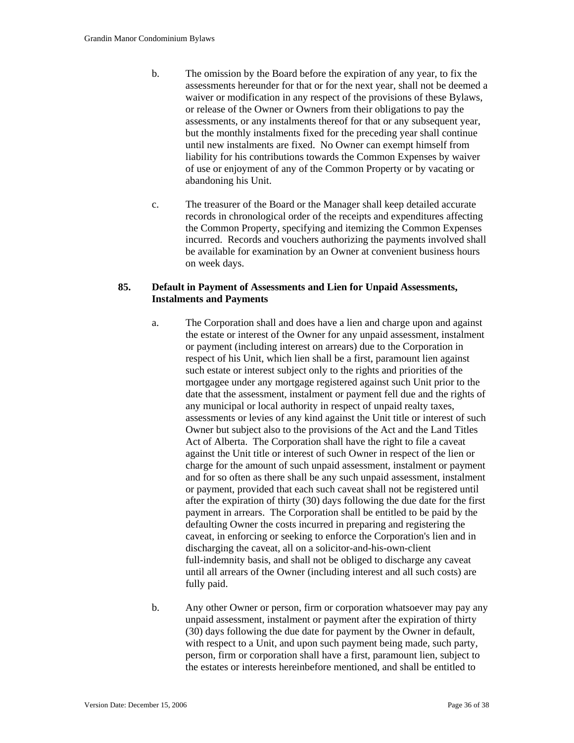b. The omission by the Board before the expiration of any year, to fix the assessments hereunder for that or for the next year, shall not be deemed a waiver or modification in any respect of the provisions of these Bylaws, or release of the Owner or Owners from their obligations to pay the assessments, or any instalments thereof for that or any subsequent year, but the monthly instalments fixed for the preceding year shall continue until new instalments are fixed. No Owner can exempt himself from liability for his contributions towards the Common Expenses by waiver of use or enjoyment of any of the Common Property or by vacating or abandoning his Unit.

c. The treasurer of the Board or the Manager shall keep detailed accurate records in chronological order of the receipts and expenditures affecting the Common Property, specifying and itemizing the Common Expenses incurred. Records and vouchers authorizing the payments involved shall be available for examination by an Owner at convenient business hours on week days.

## 85. Default in Payment of Assessments and Lien for Unpaid Assessments, Instalments and Payments

a. The Corporation shall and does have a lien and charge upon and against the estate or interest of the Owner for any unpaid assessment, instalment or payment (including interest on arrears) due to the Corporation in respect of his Unit, which lien shall be a first, paramount lien against such estate or interest subject only to the rights and priorities of the mortgagee under any mortgage registered against such Unit prior to the date that the assessment, instalment or payment fell due and the rights of any municipal or local authority in respect of unpaid realty taxes, assessments or levies of any kind against the Unit title or interest of such Owner but subject also to the provisions of the Act and the Land Titles Act of Alberta. The Corporation shall have the right to file a caveat against the Unit title or interest of such Owner in respect of the lien or charge for the amount of such unpaid assessment, instalment or payment and for so often as there shall be any such unpaid assessment, instalment or payment, provided that each such caveat shall not be registered until after the expiration of thirty (30) days following the due date for the first payment in arrears. The Corporation shall be entitled to be paid by the defaulting Owner the costs incurred in preparing and registering the caveat, in enforcing or seeking to enforce the Corporation's lien and in discharging the caveat, all on a solicitor-and-his-own-client full-indemnity basis, and shall not be obliged to discharge any caveat until all arrears of the Owner (including interest and all such costs) are fully paid.

b. Any other Owner or person, firm or corporation whatsoever may pay any unpaid assessment, instalment or payment after the expiration of thirty (30) days following the due date for payment by the Owner in default, with respect to a Unit, and upon such payment being made, such party, person, firm or corporation shall have a first, paramount lien, subject to the estates or interests hereinbefore mentioned, and shall be entitled to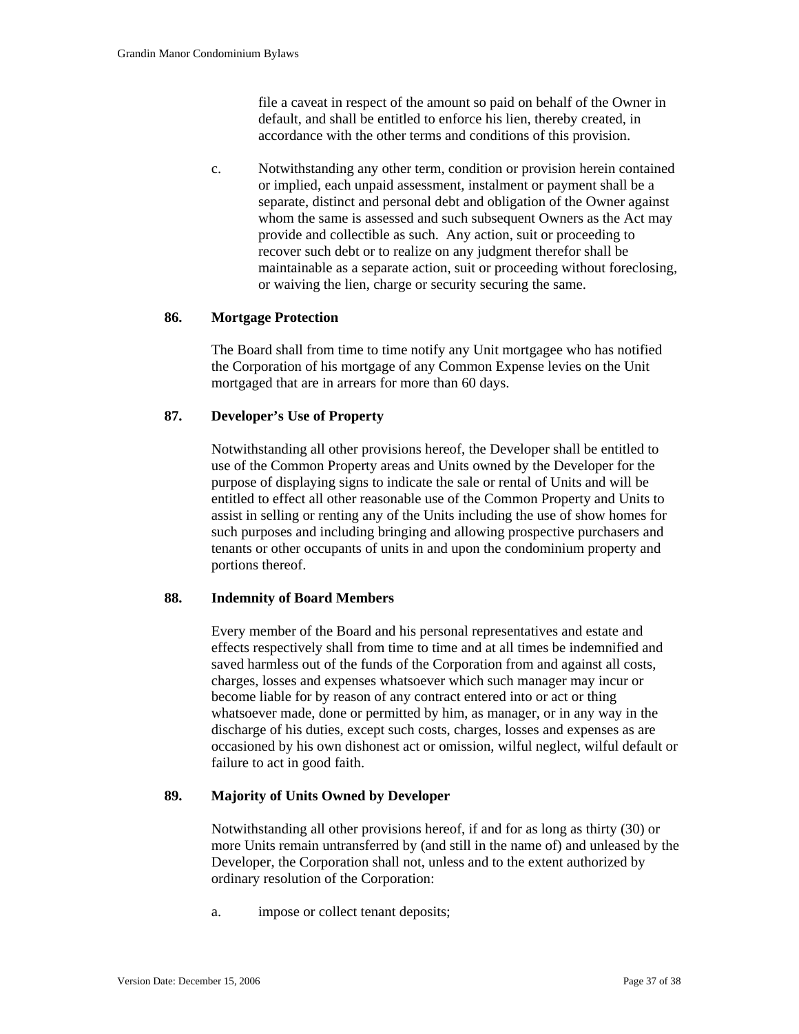file a caveat in respect of the amount so paid on behalf of the Owner in default, and shall be entitled to enforce his lien, thereby created, in accordance with the other terms and conditions of this provision.

c. Notwithstanding any other term, condition or provision herein contained or implied, each unpaid assessment, instalment or payment shall be a separate, distinct and personal debt and obligation of the Owner against whom the same is assessed and such subsequent Owners as the Act may provide and collectible as such. Any action, suit or proceeding to recover such debt or to realize on any judgment therefor shall be maintainable as a separate action, suit or proceeding without foreclosing, or waiving the lien, charge or security securing the same.

**86. Mortgage Protection**

The Board shall from time to time notify any Unit mortgagee who has notified the Corporation of his mortgage of any Common Expense levies on the Unit mortgaged that are in arrears for more than 60 days.

**87. Developer's Use of Property**

Notwithstanding all other provisions hereof, the Developer shall be entitled to use of the Common Property areas and Units owned by the Developer for the purpose of displaying signs to indicate the sale or rental of Units and will be entitled to effect all other reasonable use of the Common Property and Units to assist in selling or renting any of the Units including the use of show homes for such purposes and including bringing and allowing prospective purchasers and tenants or other occupants of units in and upon the condominium property and portions thereof.

**88. Indemnity of Board Members**

Every member of the Board and his personal representatives and estate and effects respectively shall from time to time and at all times be indemnified and saved harmless out of the funds of the Corporation from and against all costs, charges, losses and expenses whatsoever which such manager may incur or become liable for by reason of any contract entered into or act or thing whatsoever made, done or permitted by him, as manager, or in any way in the discharge of his duties, except such costs, charges, losses and expenses as are occasioned by his own dishonest act or omission, wilful neglect, wilful default or failure to act in good faith.

**89. Majority of Units Owned by Developer**

Notwithstanding all other provisions hereof, if and for as long as thirty (30) or more Units remain untransferred by (and still in the name of) and unleased by the Developer, the Corporation shall not, unless and to the extent authorized by ordinary resolution of the Corporation:

a. impose or collect tenant deposits;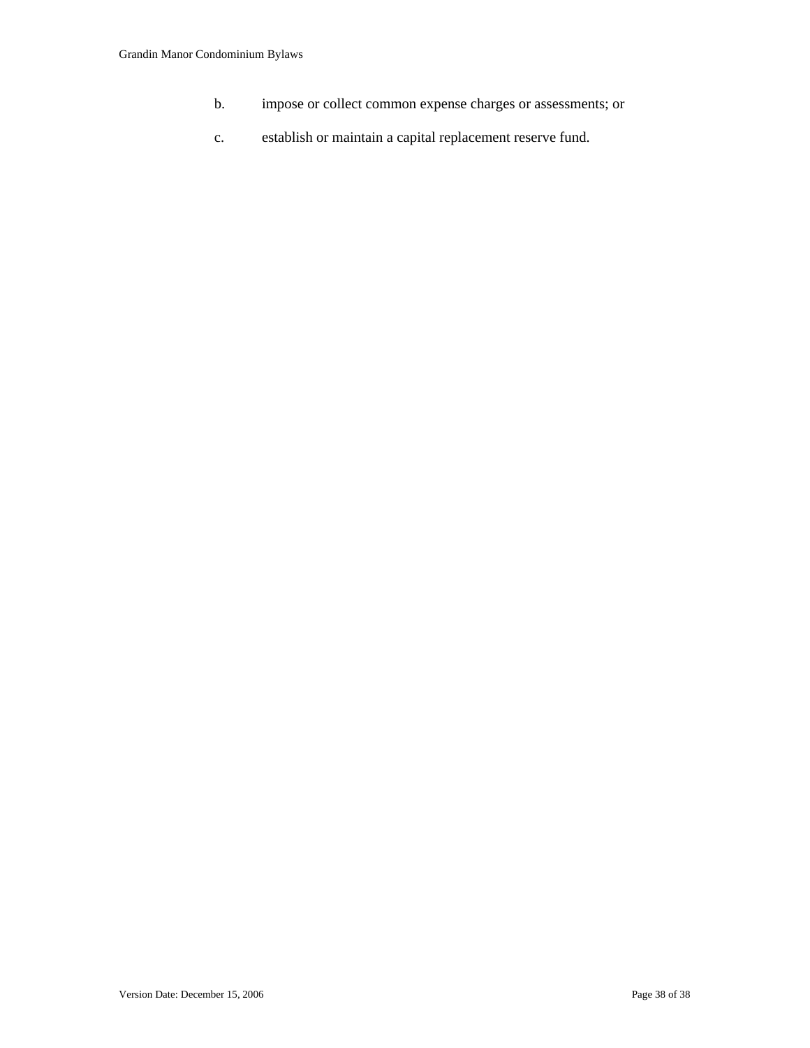b. impose or collect common expense charges or assessments; or

c. establish or maintain a capital replacement reserve fund.